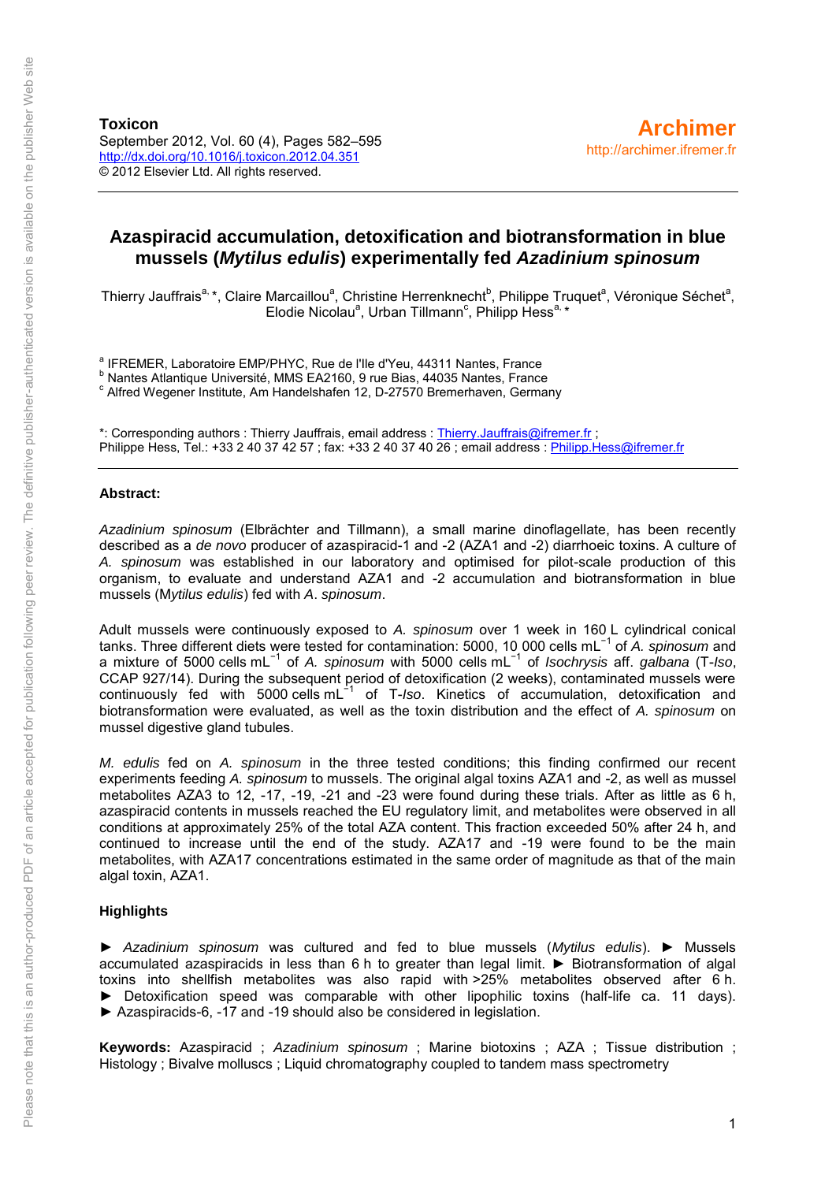**Toxicon**
September 2012, Vol. 60 (4), Pages 582–595
http://dx.doi.org/10.1016/j.toxicon.2012.04.351
© 2012 Elsevier Ltd. All rights reserved.

**Archimer**
http://archimer.ifremer.fr

# Azaspiracid accumulation, detoxification and biotransformation in blue mussels (*Mytilus edulis*) experimentally fed *Azadinium spinosum*

Thierry Jauffrais[a, *], Claire Marcaillou[a], Christine Herrenknecht[b], Philippe Truquet[a], Véronique Séchet[a], Elodie Nicolau[a], Urban Tillmann[c], Philipp Hess[a, *]

[a] IFREMER, Laboratoire EMP/PHYC, Rue de l'Ile d'Yeu, 44311 Nantes, France
[b] Nantes Atlantique Université, MMS EA2160, 9 rue Bias, 44035 Nantes, France
[c] Alfred Wegener Institute, Am Handelshafen 12, D-27570 Bremerhaven, Germany

*: Corresponding authors : Thierry Jauffrais, email address : Thierry.Jauffrais@ifremer.fr ; Philippe Hess, Tel.: +33 2 40 37 42 57 ; fax: +33 2 40 37 40 26 ; email address : Philipp.Hess@ifremer.fr

## Abstract:

*Azadinium spinosum* (Elbrächter and Tillmann), a small marine dinoflagellate, has been recently described as a *de novo* producer of azaspiracid-1 and -2 (AZA1 and -2) diarrhoeic toxins. A culture of *A. spinosum* was established in our laboratory and optimised for pilot-scale production of this organism, to evaluate and understand AZA1 and -2 accumulation and biotransformation in blue mussels (M*ytilus edulis*) fed with *A*. *spinosum*.

Adult mussels were continuously exposed to *A. spinosum* over 1 week in 160 L cylindrical conical tanks. Three different diets were tested for contamination: 5000, 10 000 cells mL$^{-1}$ of *A. spinosum* and a mixture of 5000 cells mL$^{-1}$ of *A. spinosum* with 5000 cells mL$^{-1}$ of *Isochrysis* aff. *galbana* (T-*Iso*, CCAP 927/14). During the subsequent period of detoxification (2 weeks), contaminated mussels were continuously fed with 5000 cells mL$^{-1}$ of T-*Iso*. Kinetics of accumulation, detoxification and biotransformation were evaluated, as well as the toxin distribution and the effect of *A. spinosum* on mussel digestive gland tubules.

*M. edulis* fed on *A. spinosum* in the three tested conditions; this finding confirmed our recent experiments feeding *A. spinosum* to mussels. The original algal toxins AZA1 and -2, as well as mussel metabolites AZA3 to 12, -17, -19, -21 and -23 were found during these trials. After as little as 6 h, azaspiracid contents in mussels reached the EU regulatory limit, and metabolites were observed in all conditions at approximately 25% of the total AZA content. This fraction exceeded 50% after 24 h, and continued to increase until the end of the study. AZA17 and -19 were found to be the main metabolites, with AZA17 concentrations estimated in the same order of magnitude as that of the main algal toxin, AZA1.

## Highlights

► *Azadinium spinosum* was cultured and fed to blue mussels (*Mytilus edulis*). ► Mussels accumulated azaspiracids in less than 6 h to greater than legal limit. ► Biotransformation of algal toxins into shellfish metabolites was also rapid with >25% metabolites observed after 6 h. ► Detoxification speed was comparable with other lipophilic toxins (half-life ca. 11 days). ► Azaspiracids-6, -17 and -19 should also be considered in legislation.

**Keywords:** Azaspiracid ; *Azadinium spinosum* ; Marine biotoxins ; AZA ; Tissue distribution ; Histology ; Bivalve molluscs ; Liquid chromatography coupled to tandem mass spectrometry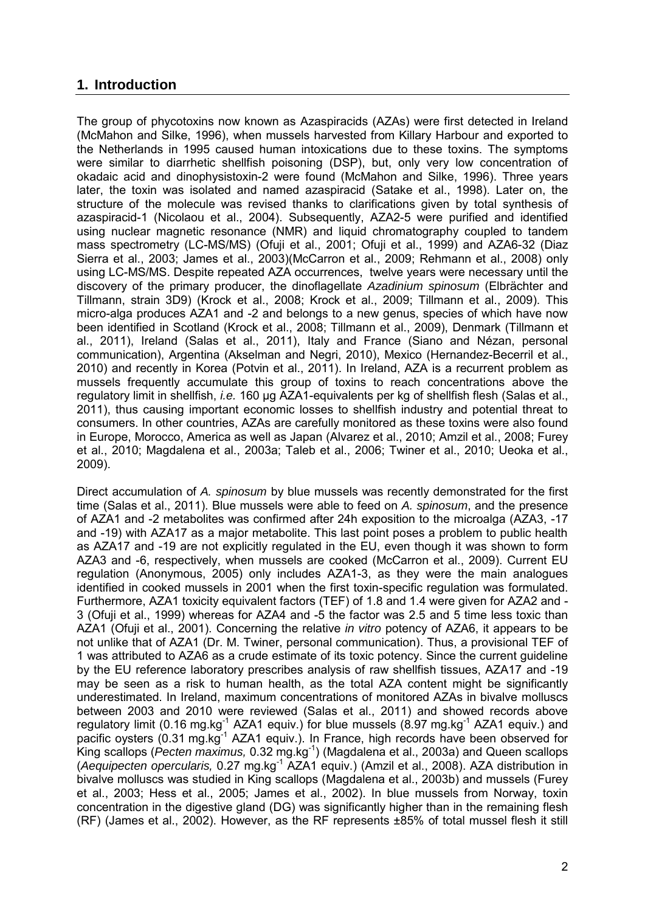## 1. Introduction

The group of phycotoxins now known as Azaspiracids (AZAs) were first detected in Ireland (McMahon and Silke, 1996), when mussels harvested from Killary Harbour and exported to the Netherlands in 1995 caused human intoxications due to these toxins. The symptoms were similar to diarrhetic shellfish poisoning (DSP), but, only very low concentration of okadaic acid and dinophysistoxin-2 were found (McMahon and Silke, 1996). Three years later, the toxin was isolated and named azaspiracid (Satake et al., 1998). Later on, the structure of the molecule was revised thanks to clarifications given by total synthesis of azaspiracid-1 (Nicolaou et al., 2004). Subsequently, AZA2-5 were purified and identified using nuclear magnetic resonance (NMR) and liquid chromatography coupled to tandem mass spectrometry (LC-MS/MS) (Ofuji et al., 2001; Ofuji et al., 1999) and AZA6-32 (Diaz Sierra et al., 2003; James et al., 2003)(McCarron et al., 2009; Rehmann et al., 2008) only using LC-MS/MS. Despite repeated AZA occurrences, twelve years were necessary until the discovery of the primary producer, the dinoflagellate *Azadinium spinosum* (Elbrächter and Tillmann, strain 3D9) (Krock et al., 2008; Krock et al., 2009; Tillmann et al., 2009). This micro-alga produces AZA1 and -2 and belongs to a new genus, species of which have now been identified in Scotland (Krock et al., 2008; Tillmann et al., 2009), Denmark (Tillmann et al., 2011), Ireland (Salas et al., 2011), Italy and France (Siano and Nézan, personal communication), Argentina (Akselman and Negri, 2010), Mexico (Hernandez-Becerril et al., 2010) and recently in Korea (Potvin et al., 2011). In Ireland, AZA is a recurrent problem as mussels frequently accumulate this group of toxins to reach concentrations above the regulatory limit in shellfish, *i.e.* 160 µg AZA1-equivalents per kg of shellfish flesh (Salas et al., 2011), thus causing important economic losses to shellfish industry and potential threat to consumers. In other countries, AZAs are carefully monitored as these toxins were also found in Europe, Morocco, America as well as Japan (Alvarez et al., 2010; Amzil et al., 2008; Furey et al., 2010; Magdalena et al., 2003a; Taleb et al., 2006; Twiner et al., 2010; Ueoka et al., 2009).

Direct accumulation of *A. spinosum* by blue mussels was recently demonstrated for the first time (Salas et al., 2011). Blue mussels were able to feed on *A. spinosum*, and the presence of AZA1 and -2 metabolites was confirmed after 24h exposition to the microalga (AZA3, -17 and -19) with AZA17 as a major metabolite. This last point poses a problem to public health as AZA17 and -19 are not explicitly regulated in the EU, even though it was shown to form AZA3 and -6, respectively, when mussels are cooked (McCarron et al., 2009). Current EU regulation (Anonymous, 2005) only includes AZA1-3, as they were the main analogues identified in cooked mussels in 2001 when the first toxin-specific regulation was formulated. Furthermore, AZA1 toxicity equivalent factors (TEF) of 1.8 and 1.4 were given for AZA2 and -3 (Ofuji et al., 1999) whereas for AZA4 and -5 the factor was 2.5 and 5 time less toxic than AZA1 (Ofuji et al., 2001). Concerning the relative *in vitro* potency of AZA6, it appears to be not unlike that of AZA1 (Dr. M. Twiner, personal communication). Thus, a provisional TEF of 1 was attributed to AZA6 as a crude estimate of its toxic potency. Since the current guideline by the EU reference laboratory prescribes analysis of raw shellfish tissues, AZA17 and -19 may be seen as a risk to human health, as the total AZA content might be significantly underestimated. In Ireland, maximum concentrations of monitored AZAs in bivalve molluscs between 2003 and 2010 were reviewed (Salas et al., 2011) and showed records above regulatory limit (0.16 mg.kg$^{-1}$ AZA1 equiv.) for blue mussels (8.97 mg.kg$^{-1}$ AZA1 equiv.) and pacific oysters (0.31 mg.kg$^{-1}$ AZA1 equiv.). In France, high records have been observed for King scallops (*Pecten maximus,* 0.32 mg.kg$^{-1}$) (Magdalena et al., 2003a) and Queen scallops (*Aequipecten opercularis,* 0.27 mg.kg$^{-1}$ AZA1 equiv.) (Amzil et al., 2008). AZA distribution in bivalve molluscs was studied in King scallops (Magdalena et al., 2003b) and mussels (Furey et al., 2003; Hess et al., 2005; James et al., 2002). In blue mussels from Norway, toxin concentration in the digestive gland (DG) was significantly higher than in the remaining flesh (RF) (James et al., 2002). However, as the RF represents ±85% of total mussel flesh it still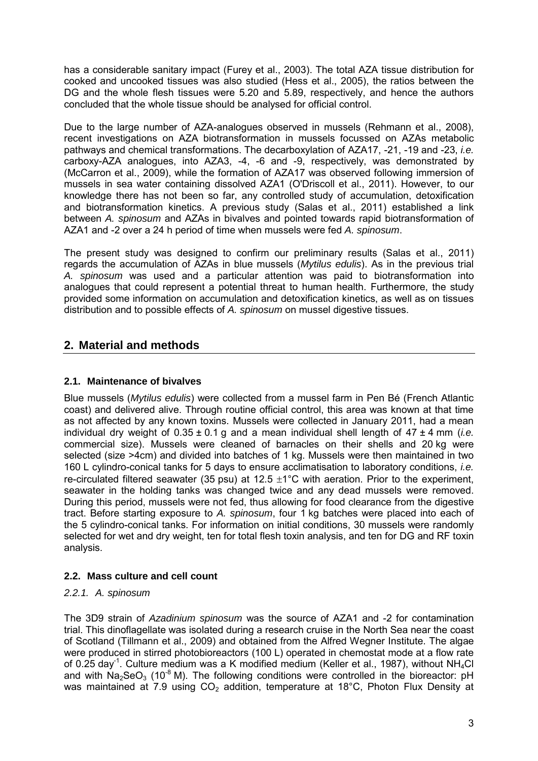has a considerable sanitary impact (Furey et al., 2003). The total AZA tissue distribution for cooked and uncooked tissues was also studied (Hess et al., 2005), the ratios between the DG and the whole flesh tissues were 5.20 and 5.89, respectively, and hence the authors concluded that the whole tissue should be analysed for official control.

Due to the large number of AZA-analogues observed in mussels (Rehmann et al., 2008), recent investigations on AZA biotransformation in mussels focussed on AZAs metabolic pathways and chemical transformations. The decarboxylation of AZA17, -21, -19 and -23, *i.e.* carboxy-AZA analogues, into AZA3, -4, -6 and -9, respectively, was demonstrated by (McCarron et al., 2009), while the formation of AZA17 was observed following immersion of mussels in sea water containing dissolved AZA1 (O'Driscoll et al., 2011). However, to our knowledge there has not been so far, any controlled study of accumulation, detoxification and biotransformation kinetics. A previous study (Salas et al., 2011) established a link between *A. spinosum* and AZAs in bivalves and pointed towards rapid biotransformation of AZA1 and -2 over a 24 h period of time when mussels were fed *A. spinosum*.

The present study was designed to confirm our preliminary results (Salas et al., 2011) regards the accumulation of AZAs in blue mussels (*Mytilus edulis*). As in the previous trial *A. spinosum* was used and a particular attention was paid to biotransformation into analogues that could represent a potential threat to human health. Furthermore, the study provided some information on accumulation and detoxification kinetics, as well as on tissues distribution and to possible effects of *A. spinosum* on mussel digestive tissues.

## 2. Material and methods

### 2.1. Maintenance of bivalves

Blue mussels (*Mytilus edulis*) were collected from a mussel farm in Pen Bé (French Atlantic coast) and delivered alive. Through routine official control, this area was known at that time as not affected by any known toxins. Mussels were collected in January 2011, had a mean individual dry weight of 0.35 ± 0.1 g and a mean individual shell length of 47 ± 4 mm (*i.e.* commercial size). Mussels were cleaned of barnacles on their shells and 20 kg were selected (size >4cm) and divided into batches of 1 kg. Mussels were then maintained in two 160 L cylindro-conical tanks for 5 days to ensure acclimatisation to laboratory conditions, *i.e.* re-circulated filtered seawater (35 psu) at 12.5 ±1°C with aeration. Prior to the experiment, seawater in the holding tanks was changed twice and any dead mussels were removed. During this period, mussels were not fed, thus allowing for food clearance from the digestive tract. Before starting exposure to *A. spinosum*, four 1 kg batches were placed into each of the 5 cylindro-conical tanks. For information on initial conditions, 30 mussels were randomly selected for wet and dry weight, ten for total flesh toxin analysis, and ten for DG and RF toxin analysis.

### 2.2. Mass culture and cell count

#### *2.2.1. A. spinosum*

The 3D9 strain of *Azadinium spinosum* was the source of AZA1 and -2 for contamination trial. This dinoflagellate was isolated during a research cruise in the North Sea near the coast of Scotland (Tillmann et al., 2009) and obtained from the Alfred Wegner Institute. The algae were produced in stirred photobioreactors (100 L) operated in chemostat mode at a flow rate of 0.25 day$^{-1}$. Culture medium was a K modified medium (Keller et al., 1987), without $NH_4Cl$ and with $Na_2SeO_3$ ($10^{-8}$ M). The following conditions were controlled in the bioreactor: pH was maintained at 7.9 using $CO_2$ addition, temperature at 18°C, Photon Flux Density at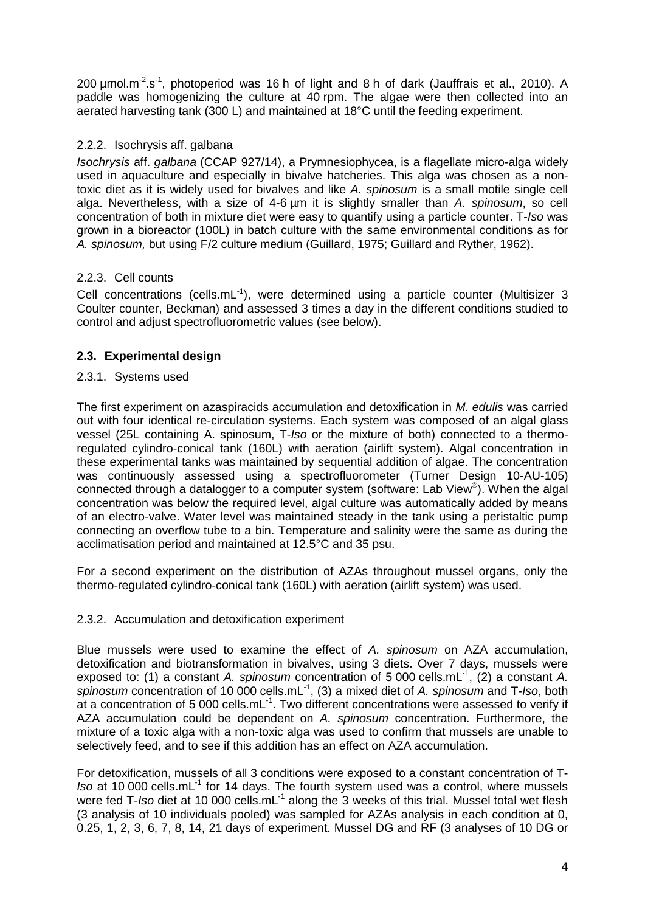200 µmol.m$^{-2}$.s$^{-1}$, photoperiod was 16 h of light and 8 h of dark (Jauffrais et al., 2010). A paddle was homogenizing the culture at 40 rpm. The algae were then collected into an aerated harvesting tank (300 L) and maintained at 18°C until the feeding experiment.

### 2.2.2. Isochrysis aff. galbana

*Isochrysis* aff. *galbana* (CCAP 927/14), a Prymnesiophycea, is a flagellate micro-alga widely used in aquaculture and especially in bivalve hatcheries. This alga was chosen as a non-toxic diet as it is widely used for bivalves and like *A. spinosum* is a small motile single cell alga. Nevertheless, with a size of 4-6 µm it is slightly smaller than *A. spinosum*, so cell concentration of both in mixture diet were easy to quantify using a particle counter. T-*Iso* was grown in a bioreactor (100L) in batch culture with the same environmental conditions as for *A. spinosum,* but using F/2 culture medium (Guillard, 1975; Guillard and Ryther, 1962).

### 2.2.3. Cell counts

Cell concentrations (cells.mL$^{-1}$), were determined using a particle counter (Multisizer 3 Coulter counter, Beckman) and assessed 3 times a day in the different conditions studied to control and adjust spectrofluorometric values (see below).

## 2.3. Experimental design

### 2.3.1. Systems used

The first experiment on azaspiracids accumulation and detoxification in *M. edulis* was carried out with four identical re-circulation systems. Each system was composed of an algal glass vessel (25L containing A. spinosum, T-*Iso* or the mixture of both) connected to a thermo-regulated cylindro-conical tank (160L) with aeration (airlift system). Algal concentration in these experimental tanks was maintained by sequential addition of algae. The concentration was continuously assessed using a spectrofluorometer (Turner Design 10-AU-105) connected through a datalogger to a computer system (software: Lab View®). When the algal concentration was below the required level, algal culture was automatically added by means of an electro-valve. Water level was maintained steady in the tank using a peristaltic pump connecting an overflow tube to a bin. Temperature and salinity were the same as during the acclimatisation period and maintained at 12.5°C and 35 psu.

For a second experiment on the distribution of AZAs throughout mussel organs, only the thermo-regulated cylindro-conical tank (160L) with aeration (airlift system) was used.

### 2.3.2. Accumulation and detoxification experiment

Blue mussels were used to examine the effect of *A. spinosum* on AZA accumulation, detoxification and biotransformation in bivalves, using 3 diets. Over 7 days, mussels were exposed to: (1) a constant *A. spinosum* concentration of 5 000 cells.mL$^{-1}$, (2) a constant *A. spinosum* concentration of 10 000 cells.mL$^{-1}$, (3) a mixed diet of *A. spinosum* and T-*Iso*, both at a concentration of 5 000 cells.mL$^{-1}$. Two different concentrations were assessed to verify if AZA accumulation could be dependent on *A. spinosum* concentration. Furthermore, the mixture of a toxic alga with a non-toxic alga was used to confirm that mussels are unable to selectively feed, and to see if this addition has an effect on AZA accumulation.

For detoxification, mussels of all 3 conditions were exposed to a constant concentration of T-*Iso* at 10 000 cells.mL$^{-1}$ for 14 days. The fourth system used was a control, where mussels were fed T-*Iso* diet at 10 000 cells.mL$^{-1}$ along the 3 weeks of this trial. Mussel total wet flesh (3 analysis of 10 individuals pooled) was sampled for AZAs analysis in each condition at 0, 0.25, 1, 2, 3, 6, 7, 8, 14, 21 days of experiment. Mussel DG and RF (3 analyses of 10 DG or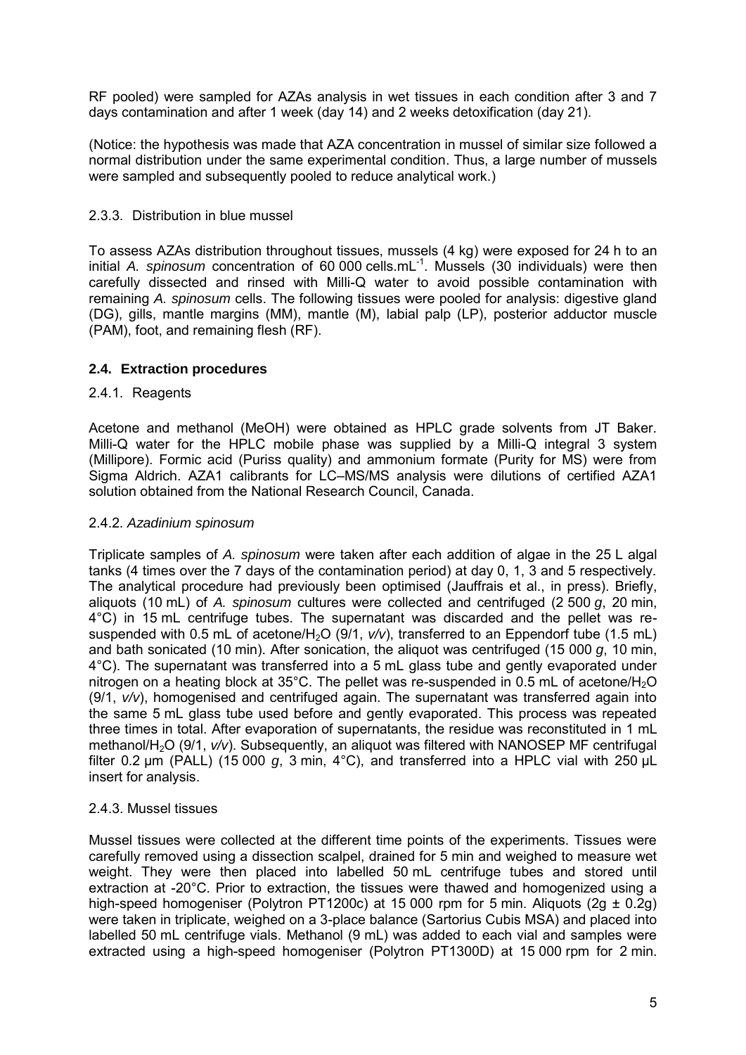RF pooled) were sampled for AZAs analysis in wet tissues in each condition after 3 and 7 days contamination and after 1 week (day 14) and 2 weeks detoxification (day 21).

(Notice: the hypothesis was made that AZA concentration in mussel of similar size followed a normal distribution under the same experimental condition. Thus, a large number of mussels were sampled and subsequently pooled to reduce analytical work.)

#### 2.3.3. Distribution in blue mussel

To assess AZAs distribution throughout tissues, mussels (4 kg) were exposed for 24 h to an initial *A. spinosum* concentration of 60 000 cells.mL$^{-1}$. Mussels (30 individuals) were then carefully dissected and rinsed with Milli-Q water to avoid possible contamination with remaining *A. spinosum* cells. The following tissues were pooled for analysis: digestive gland (DG), gills, mantle margins (MM), mantle (M), labial palp (LP), posterior adductor muscle (PAM), foot, and remaining flesh (RF).

### 2.4. Extraction procedures

#### 2.4.1. Reagents

Acetone and methanol (MeOH) were obtained as HPLC grade solvents from JT Baker. Milli-Q water for the HPLC mobile phase was supplied by a Milli-Q integral 3 system (Millipore). Formic acid (Puriss quality) and ammonium formate (Purity for MS) were from Sigma Aldrich. AZA1 calibrants for LC–MS/MS analysis were dilutions of certified AZA1 solution obtained from the National Research Council, Canada.

#### 2.4.2. *Azadinium spinosum*

Triplicate samples of *A. spinosum* were taken after each addition of algae in the 25 L algal tanks (4 times over the 7 days of the contamination period) at day 0, 1, 3 and 5 respectively. The analytical procedure had previously been optimised (Jauffrais et al., in press). Briefly, aliquots (10 mL) of *A. spinosum* cultures were collected and centrifuged (2 500 *g*, 20 min, 4°C) in 15 mL centrifuge tubes. The supernatant was discarded and the pellet was re-suspended with 0.5 mL of acetone/$H_2O$ (9/1, *v/v*), transferred to an Eppendorf tube (1.5 mL) and bath sonicated (10 min). After sonication, the aliquot was centrifuged (15 000 *g*, 10 min, 4°C). The supernatant was transferred into a 5 mL glass tube and gently evaporated under nitrogen on a heating block at 35°C. The pellet was re-suspended in 0.5 mL of acetone/$H_2O$ (9/1, *v/v*), homogenised and centrifuged again. The supernatant was transferred again into the same 5 mL glass tube used before and gently evaporated. This process was repeated three times in total. After evaporation of supernatants, the residue was reconstituted in 1 mL methanol/$H_2O$ (9/1, *v/v*). Subsequently, an aliquot was filtered with NANOSEP MF centrifugal filter 0.2 µm (PALL) (15 000 *g*, 3 min, 4°C), and transferred into a HPLC vial with 250 µL insert for analysis.

#### 2.4.3. Mussel tissues

Mussel tissues were collected at the different time points of the experiments. Tissues were carefully removed using a dissection scalpel, drained for 5 min and weighed to measure wet weight. They were then placed into labelled 50 mL centrifuge tubes and stored until extraction at -20°C. Prior to extraction, the tissues were thawed and homogenized using a high-speed homogeniser (Polytron PT1200c) at 15 000 rpm for 5 min. Aliquots (2g ± 0.2g) were taken in triplicate, weighed on a 3-place balance (Sartorius Cubis MSA) and placed into labelled 50 mL centrifuge vials. Methanol (9 mL) was added to each vial and samples were extracted using a high-speed homogeniser (Polytron PT1300D) at 15 000 rpm for 2 min.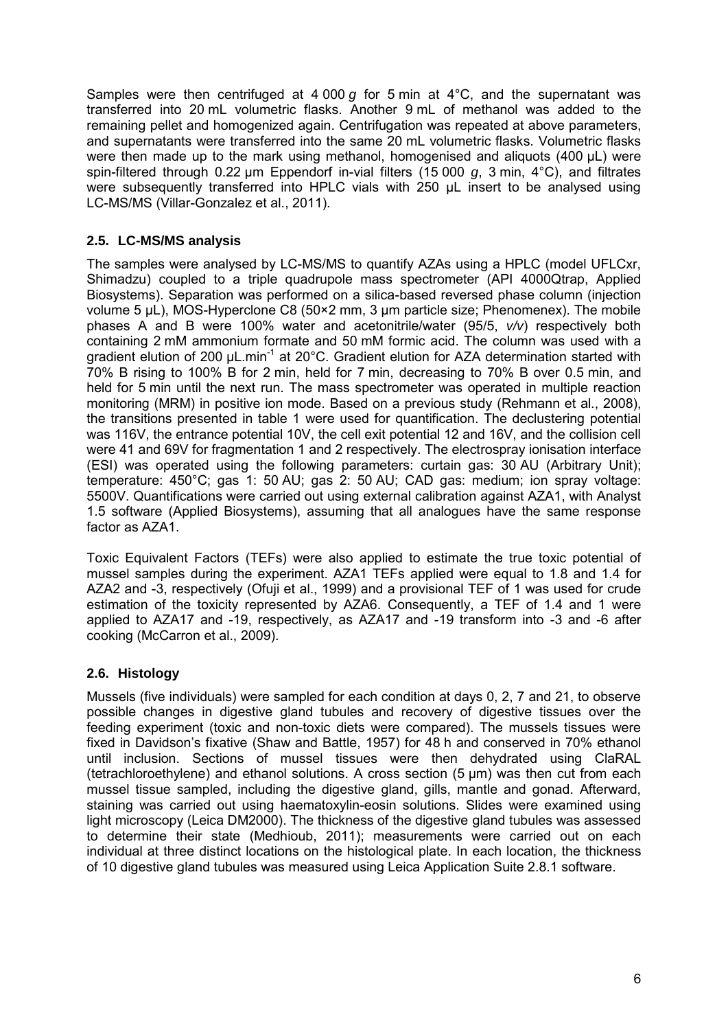Samples were then centrifuged at 4 000 *g* for 5 min at 4°C, and the supernatant was transferred into 20 mL volumetric flasks. Another 9 mL of methanol was added to the remaining pellet and homogenized again. Centrifugation was repeated at above parameters, and supernatants were transferred into the same 20 mL volumetric flasks. Volumetric flasks were then made up to the mark using methanol, homogenised and aliquots (400 µL) were spin-filtered through 0.22 µm Eppendorf in-vial filters (15 000 *g*, 3 min, 4°C), and filtrates were subsequently transferred into HPLC vials with 250 µL insert to be analysed using LC-MS/MS (Villar-Gonzalez et al., 2011).

## 2.5. LC-MS/MS analysis

The samples were analysed by LC-MS/MS to quantify AZAs using a HPLC (model UFLCxr, Shimadzu) coupled to a triple quadrupole mass spectrometer (API 4000Qtrap, Applied Biosystems). Separation was performed on a silica-based reversed phase column (injection volume 5 µL), MOS-Hyperclone C8 (50×2 mm, 3 µm particle size; Phenomenex). The mobile phases A and B were 100% water and acetonitrile/water (95/5, *v/v*) respectively both containing 2 mM ammonium formate and 50 mM formic acid. The column was used with a gradient elution of 200 µL.min$^{-1}$ at 20°C. Gradient elution for AZA determination started with 70% B rising to 100% B for 2 min, held for 7 min, decreasing to 70% B over 0.5 min, and held for 5 min until the next run. The mass spectrometer was operated in multiple reaction monitoring (MRM) in positive ion mode. Based on a previous study (Rehmann et al., 2008), the transitions presented in table 1 were used for quantification. The declustering potential was 116V, the entrance potential 10V, the cell exit potential 12 and 16V, and the collision cell were 41 and 69V for fragmentation 1 and 2 respectively. The electrospray ionisation interface (ESI) was operated using the following parameters: curtain gas: 30 AU (Arbitrary Unit); temperature: 450°C; gas 1: 50 AU; gas 2: 50 AU; CAD gas: medium; ion spray voltage: 5500V. Quantifications were carried out using external calibration against AZA1, with Analyst 1.5 software (Applied Biosystems), assuming that all analogues have the same response factor as AZA1.

Toxic Equivalent Factors (TEFs) were also applied to estimate the true toxic potential of mussel samples during the experiment. AZA1 TEFs applied were equal to 1.8 and 1.4 for AZA2 and -3, respectively (Ofuji et al., 1999) and a provisional TEF of 1 was used for crude estimation of the toxicity represented by AZA6. Consequently, a TEF of 1.4 and 1 were applied to AZA17 and -19, respectively, as AZA17 and -19 transform into -3 and -6 after cooking (McCarron et al., 2009).

## 2.6. Histology

Mussels (five individuals) were sampled for each condition at days 0, 2, 7 and 21, to observe possible changes in digestive gland tubules and recovery of digestive tissues over the feeding experiment (toxic and non-toxic diets were compared). The mussels tissues were fixed in Davidson's fixative (Shaw and Battle, 1957) for 48 h and conserved in 70% ethanol until inclusion. Sections of mussel tissues were then dehydrated using ClaRAL (tetrachloroethylene) and ethanol solutions. A cross section (5 µm) was then cut from each mussel tissue sampled, including the digestive gland, gills, mantle and gonad. Afterward, staining was carried out using haematoxylin-eosin solutions. Slides were examined using light microscopy (Leica DM2000). The thickness of the digestive gland tubules was assessed to determine their state (Medhioub, 2011); measurements were carried out on each individual at three distinct locations on the histological plate. In each location, the thickness of 10 digestive gland tubules was measured using Leica Application Suite 2.8.1 software.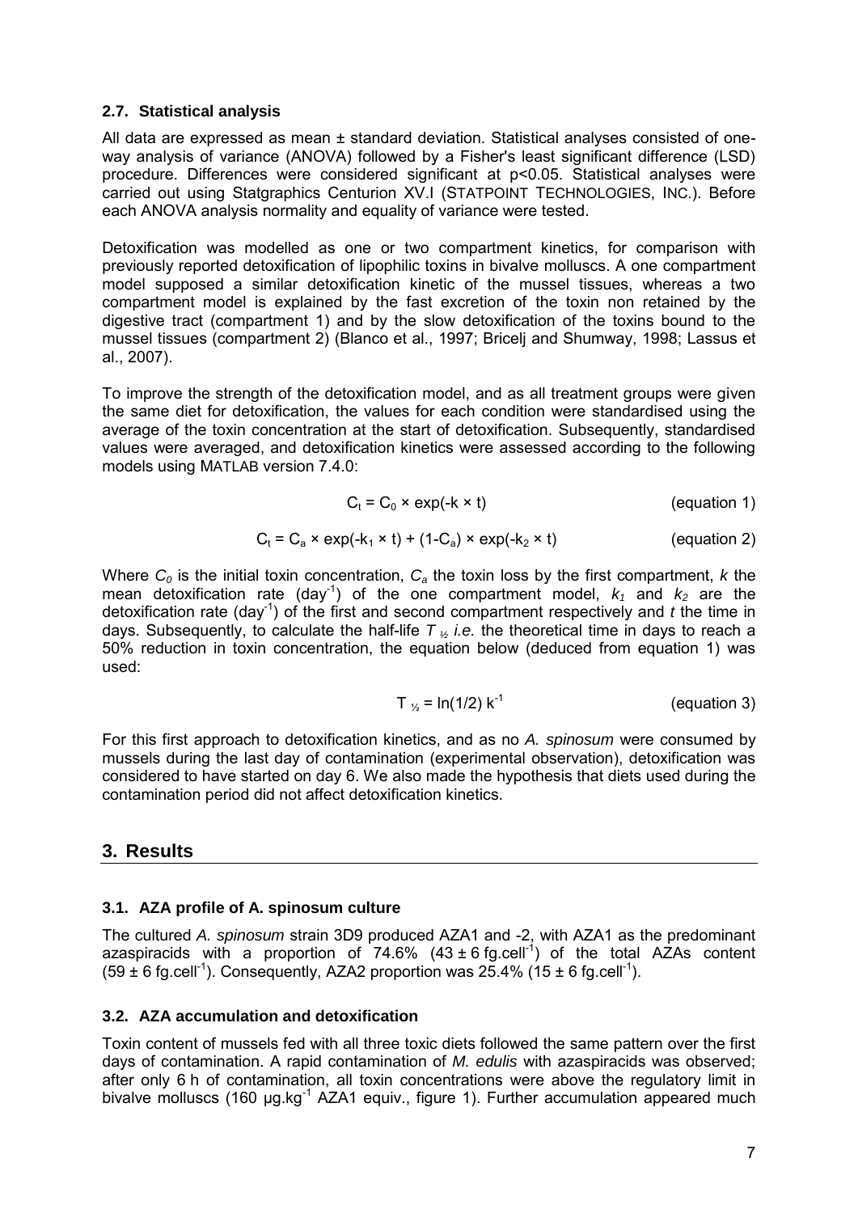### 2.7. Statistical analysis

All data are expressed as mean ± standard deviation. Statistical analyses consisted of one-way analysis of variance (ANOVA) followed by a Fisher's least significant difference (LSD) procedure. Differences were considered significant at $p<0.05$. Statistical analyses were carried out using Statgraphics Centurion XV.I (STATPOINT TECHNOLOGIES, INC.). Before each ANOVA analysis normality and equality of variance were tested.

Detoxification was modelled as one or two compartment kinetics, for comparison with previously reported detoxification of lipophilic toxins in bivalve molluscs. A one compartment model supposed a similar detoxification kinetic of the mussel tissues, whereas a two compartment model is explained by the fast excretion of the toxin non retained by the digestive tract (compartment 1) and by the slow detoxification of the toxins bound to the mussel tissues (compartment 2) (Blanco et al., 1997; Bricelj and Shumway, 1998; Lassus et al., 2007).

To improve the strength of the detoxification model, and as all treatment groups were given the same diet for detoxification, the values for each condition were standardised using the average of the toxin concentration at the start of detoxification. Subsequently, standardised values were averaged, and detoxification kinetics were assessed according to the following models using MATLAB version 7.4.0:

$$C_t = C_0 \times \exp(-k \times t) \qquad \text{(equation 1)}$$

$$C_t = C_a \times \exp(-k_1 \times t) + (1-C_a) \times \exp(-k_2 \times t) \qquad \text{(equation 2)}$$

Where $C_0$ is the initial toxin concentration, $C_a$ the toxin loss by the first compartment, $k$ the mean detoxification rate (day$^{-1}$) of the one compartment model, $k_1$ and $k_2$ are the detoxification rate (day$^{-1}$) of the first and second compartment respectively and $t$ the time in days. Subsequently, to calculate the half-life $T_{½}$ *i.e.* the theoretical time in days to reach a 50% reduction in toxin concentration, the equation below (deduced from equation 1) was used:

$$T_{½} = \ln(1/2)\ k^{-1} \qquad \text{(equation 3)}$$

For this first approach to detoxification kinetics, and as no *A. spinosum* were consumed by mussels during the last day of contamination (experimental observation), detoxification was considered to have started on day 6. We also made the hypothesis that diets used during the contamination period did not affect detoxification kinetics.

## 3. Results

### 3.1. AZA profile of A. spinosum culture

The cultured *A. spinosum* strain 3D9 produced AZA1 and -2, with AZA1 as the predominant azaspiracids with a proportion of 74.6% (43 ± 6 fg.cell$^{-1}$) of the total AZAs content (59 ± 6 fg.cell$^{-1}$). Consequently, AZA2 proportion was 25.4% (15 ± 6 fg.cell$^{-1}$).

### 3.2. AZA accumulation and detoxification

Toxin content of mussels fed with all three toxic diets followed the same pattern over the first days of contamination. A rapid contamination of *M. edulis* with azaspiracids was observed; after only 6 h of contamination, all toxin concentrations were above the regulatory limit in bivalve molluscs (160 µg.kg$^{-1}$ AZA1 equiv., figure 1). Further accumulation appeared much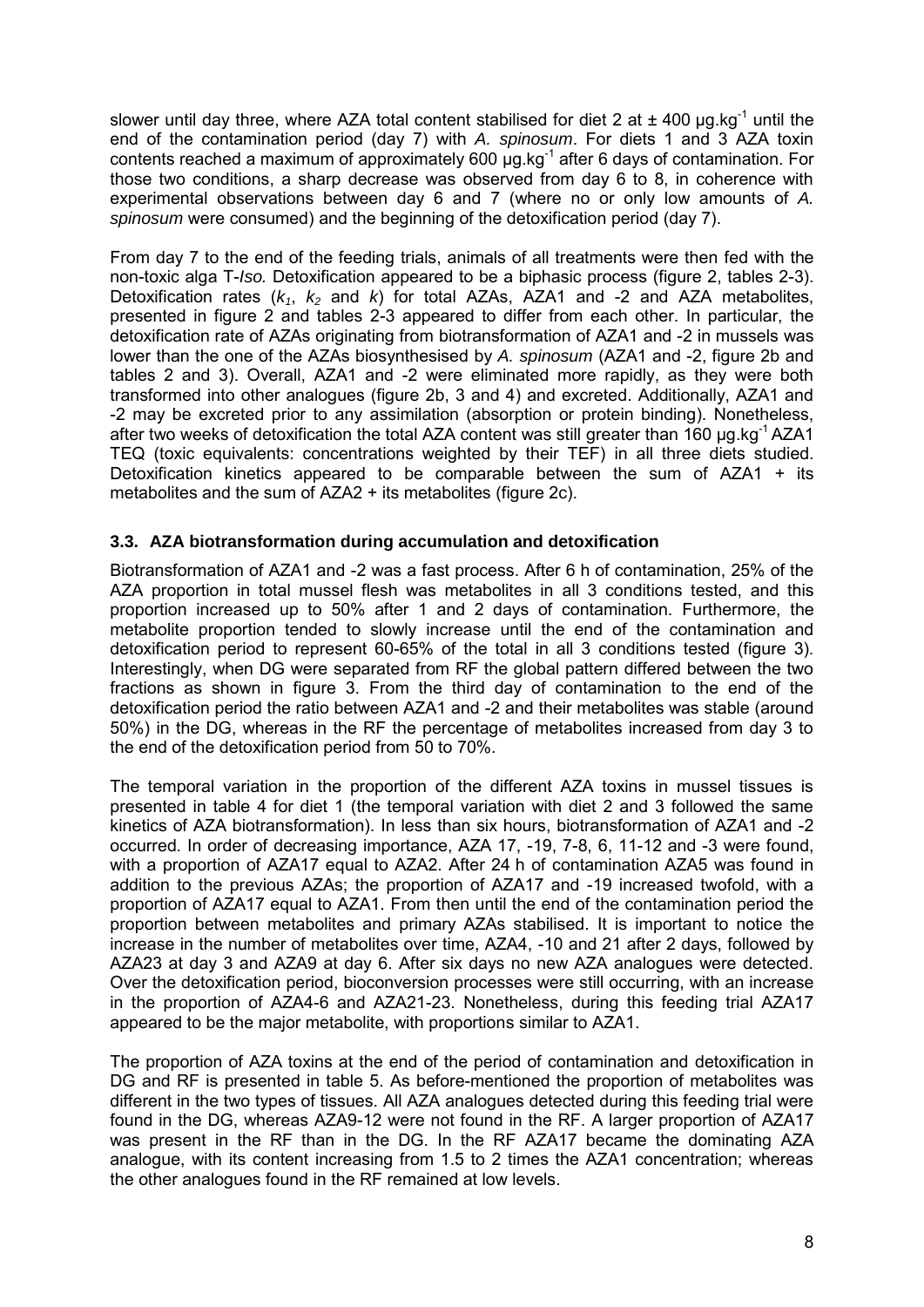slower until day three, where AZA total content stabilised for diet 2 at ± 400 µg.kg$^{-1}$ until the end of the contamination period (day 7) with *A. spinosum*. For diets 1 and 3 AZA toxin contents reached a maximum of approximately 600 µg.kg$^{-1}$ after 6 days of contamination. For those two conditions, a sharp decrease was observed from day 6 to 8, in coherence with experimental observations between day 6 and 7 (where no or only low amounts of *A. spinosum* were consumed) and the beginning of the detoxification period (day 7).

From day 7 to the end of the feeding trials, animals of all treatments were then fed with the non-toxic alga T-*Iso.* Detoxification appeared to be a biphasic process (figure 2, tables 2-3). Detoxification rates ($k_1$, $k_2$ and $k$) for total AZAs, AZA1 and -2 and AZA metabolites, presented in figure 2 and tables 2-3 appeared to differ from each other. In particular, the detoxification rate of AZAs originating from biotransformation of AZA1 and -2 in mussels was lower than the one of the AZAs biosynthesised by *A. spinosum* (AZA1 and -2, figure 2b and tables 2 and 3). Overall, AZA1 and -2 were eliminated more rapidly, as they were both transformed into other analogues (figure 2b, 3 and 4) and excreted. Additionally, AZA1 and -2 may be excreted prior to any assimilation (absorption or protein binding). Nonetheless, after two weeks of detoxification the total AZA content was still greater than 160 µg.kg$^{-1}$ AZA1 TEQ (toxic equivalents: concentrations weighted by their TEF) in all three diets studied. Detoxification kinetics appeared to be comparable between the sum of AZA1 + its metabolites and the sum of AZA2 + its metabolites (figure 2c).

### 3.3. AZA biotransformation during accumulation and detoxification

Biotransformation of AZA1 and -2 was a fast process. After 6 h of contamination, 25% of the AZA proportion in total mussel flesh was metabolites in all 3 conditions tested, and this proportion increased up to 50% after 1 and 2 days of contamination. Furthermore, the metabolite proportion tended to slowly increase until the end of the contamination and detoxification period to represent 60-65% of the total in all 3 conditions tested (figure 3). Interestingly, when DG were separated from RF the global pattern differed between the two fractions as shown in figure 3. From the third day of contamination to the end of the detoxification period the ratio between AZA1 and -2 and their metabolites was stable (around 50%) in the DG, whereas in the RF the percentage of metabolites increased from day 3 to the end of the detoxification period from 50 to 70%.

The temporal variation in the proportion of the different AZA toxins in mussel tissues is presented in table 4 for diet 1 (the temporal variation with diet 2 and 3 followed the same kinetics of AZA biotransformation). In less than six hours, biotransformation of AZA1 and -2 occurred. In order of decreasing importance, AZA 17, -19, 7-8, 6, 11-12 and -3 were found, with a proportion of AZA17 equal to AZA2. After 24 h of contamination AZA5 was found in addition to the previous AZAs; the proportion of AZA17 and -19 increased twofold, with a proportion of AZA17 equal to AZA1. From then until the end of the contamination period the proportion between metabolites and primary AZAs stabilised. It is important to notice the increase in the number of metabolites over time, AZA4, -10 and 21 after 2 days, followed by AZA23 at day 3 and AZA9 at day 6. After six days no new AZA analogues were detected. Over the detoxification period, bioconversion processes were still occurring, with an increase in the proportion of AZA4-6 and AZA21-23. Nonetheless, during this feeding trial AZA17 appeared to be the major metabolite, with proportions similar to AZA1.

The proportion of AZA toxins at the end of the period of contamination and detoxification in DG and RF is presented in table 5. As before-mentioned the proportion of metabolites was different in the two types of tissues. All AZA analogues detected during this feeding trial were found in the DG, whereas AZA9-12 were not found in the RF. A larger proportion of AZA17 was present in the RF than in the DG. In the RF AZA17 became the dominating AZA analogue, with its content increasing from 1.5 to 2 times the AZA1 concentration; whereas the other analogues found in the RF remained at low levels.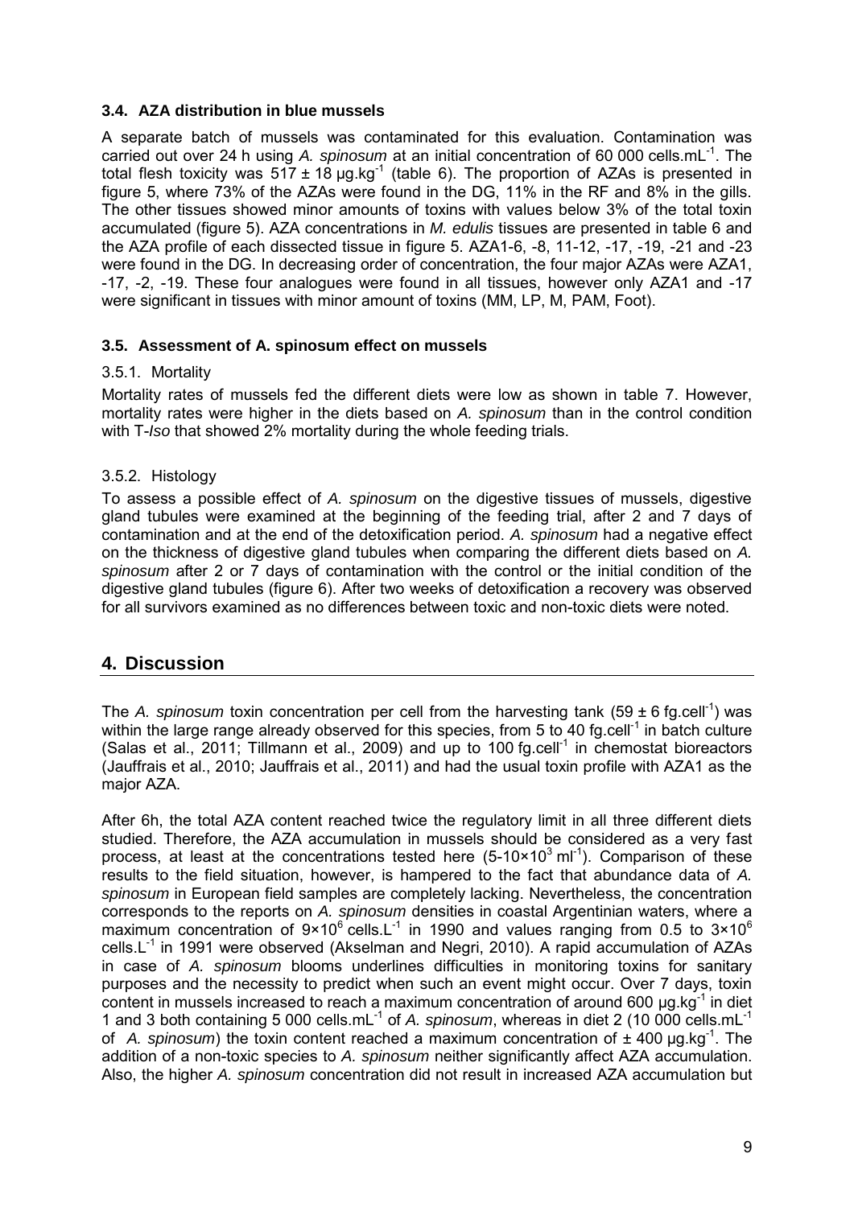### 3.4. AZA distribution in blue mussels

A separate batch of mussels was contaminated for this evaluation. Contamination was carried out over 24 h using *A. spinosum* at an initial concentration of 60 000 cells.mL$^{-1}$. The total flesh toxicity was 517 ± 18 µg.kg$^{-1}$ (table 6). The proportion of AZAs is presented in figure 5, where 73% of the AZAs were found in the DG, 11% in the RF and 8% in the gills. The other tissues showed minor amounts of toxins with values below 3% of the total toxin accumulated (figure 5). AZA concentrations in *M. edulis* tissues are presented in table 6 and the AZA profile of each dissected tissue in figure 5. AZA1-6, -8, 11-12, -17, -19, -21 and -23 were found in the DG. In decreasing order of concentration, the four major AZAs were AZA1, -17, -2, -19. These four analogues were found in all tissues, however only AZA1 and -17 were significant in tissues with minor amount of toxins (MM, LP, M, PAM, Foot).

### 3.5. Assessment of A. spinosum effect on mussels

#### 3.5.1. Mortality

Mortality rates of mussels fed the different diets were low as shown in table 7. However, mortality rates were higher in the diets based on *A. spinosum* than in the control condition with T-*Iso* that showed 2% mortality during the whole feeding trials.

#### 3.5.2. Histology

To assess a possible effect of *A. spinosum* on the digestive tissues of mussels, digestive gland tubules were examined at the beginning of the feeding trial, after 2 and 7 days of contamination and at the end of the detoxification period. *A. spinosum* had a negative effect on the thickness of digestive gland tubules when comparing the different diets based on *A. spinosum* after 2 or 7 days of contamination with the control or the initial condition of the digestive gland tubules (figure 6). After two weeks of detoxification a recovery was observed for all survivors examined as no differences between toxic and non-toxic diets were noted.

## 4. Discussion

The *A. spinosum* toxin concentration per cell from the harvesting tank (59 ± 6 fg.cell$^{-1}$) was within the large range already observed for this species, from 5 to 40 fg.cell$^{-1}$ in batch culture (Salas et al., 2011; Tillmann et al., 2009) and up to 100 fg.cell$^{-1}$ in chemostat bioreactors (Jauffrais et al., 2010; Jauffrais et al., 2011) and had the usual toxin profile with AZA1 as the major AZA.

After 6h, the total AZA content reached twice the regulatory limit in all three different diets studied. Therefore, the AZA accumulation in mussels should be considered as a very fast process, at least at the concentrations tested here (5-10×10$^{3}$ ml$^{-1}$). Comparison of these results to the field situation, however, is hampered to the fact that abundance data of *A. spinosum* in European field samples are completely lacking. Nevertheless, the concentration corresponds to the reports on *A. spinosum* densities in coastal Argentinian waters, where a maximum concentration of 9×10$^{6}$ cells.L$^{-1}$ in 1990 and values ranging from 0.5 to 3×10$^{6}$ cells.L$^{-1}$ in 1991 were observed (Akselman and Negri, 2010). A rapid accumulation of AZAs in case of *A. spinosum* blooms underlines difficulties in monitoring toxins for sanitary purposes and the necessity to predict when such an event might occur. Over 7 days, toxin content in mussels increased to reach a maximum concentration of around 600 µg.kg$^{-1}$ in diet 1 and 3 both containing 5 000 cells.mL$^{-1}$ of *A. spinosum*, whereas in diet 2 (10 000 cells.mL$^{-1}$ of *A. spinosum*) the toxin content reached a maximum concentration of ± 400 µg.kg$^{-1}$. The addition of a non-toxic species to *A. spinosum* neither significantly affect AZA accumulation. Also, the higher *A. spinosum* concentration did not result in increased AZA accumulation but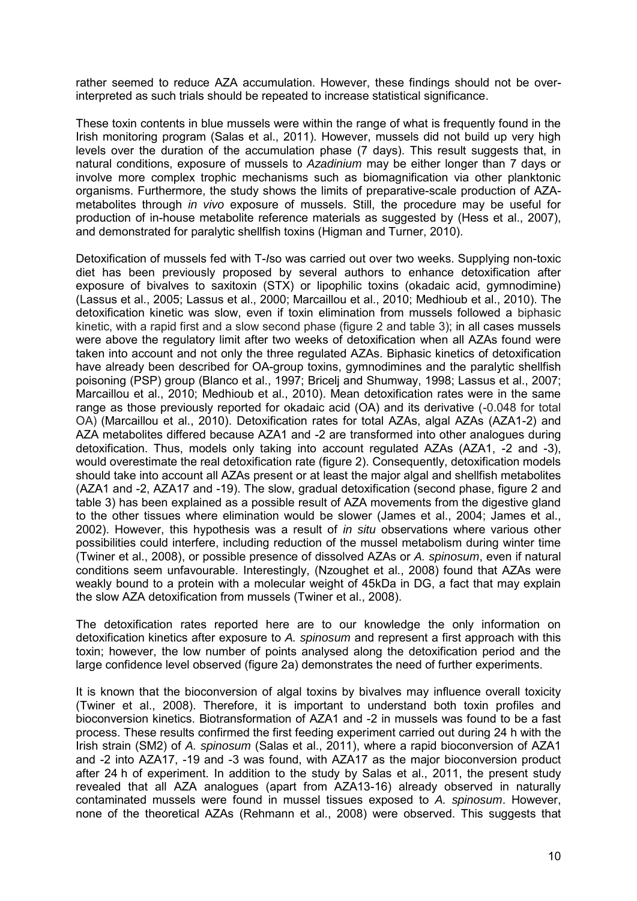rather seemed to reduce AZA accumulation. However, these findings should not be over-interpreted as such trials should be repeated to increase statistical significance.

These toxin contents in blue mussels were within the range of what is frequently found in the Irish monitoring program (Salas et al., 2011). However, mussels did not build up very high levels over the duration of the accumulation phase (7 days). This result suggests that, in natural conditions, exposure of mussels to *Azadinium* may be either longer than 7 days or involve more complex trophic mechanisms such as biomagnification via other planktonic organisms. Furthermore, the study shows the limits of preparative-scale production of AZA-metabolites through *in vivo* exposure of mussels. Still, the procedure may be useful for production of in-house metabolite reference materials as suggested by (Hess et al., 2007), and demonstrated for paralytic shellfish toxins (Higman and Turner, 2010).

Detoxification of mussels fed with T-*Iso* was carried out over two weeks. Supplying non-toxic diet has been previously proposed by several authors to enhance detoxification after exposure of bivalves to saxitoxin (STX) or lipophilic toxins (okadaic acid, gymnodimine) (Lassus et al., 2005; Lassus et al., 2000; Marcaillou et al., 2010; Medhioub et al., 2010). The detoxification kinetic was slow, even if toxin elimination from mussels followed a biphasic kinetic, with a rapid first and a slow second phase (figure 2 and table 3); in all cases mussels were above the regulatory limit after two weeks of detoxification when all AZAs found were taken into account and not only the three regulated AZAs. Biphasic kinetics of detoxification have already been described for OA-group toxins, gymnodimines and the paralytic shellfish poisoning (PSP) group (Blanco et al., 1997; Bricelj and Shumway, 1998; Lassus et al., 2007; Marcaillou et al., 2010; Medhioub et al., 2010). Mean detoxification rates were in the same range as those previously reported for okadaic acid (OA) and its derivative (-0.048 for total OA) (Marcaillou et al., 2010). Detoxification rates for total AZAs, algal AZAs (AZA1-2) and AZA metabolites differed because AZA1 and -2 are transformed into other analogues during detoxification. Thus, models only taking into account regulated AZAs (AZA1, -2 and -3), would overestimate the real detoxification rate (figure 2). Consequently, detoxification models should take into account all AZAs present or at least the major algal and shellfish metabolites (AZA1 and -2, AZA17 and -19). The slow, gradual detoxification (second phase, figure 2 and table 3) has been explained as a possible result of AZA movements from the digestive gland to the other tissues where elimination would be slower (James et al., 2004; James et al., 2002). However, this hypothesis was a result of *in situ* observations where various other possibilities could interfere, including reduction of the mussel metabolism during winter time (Twiner et al., 2008), or possible presence of dissolved AZAs or *A. spinosum*, even if natural conditions seem unfavourable. Interestingly, (Nzoughet et al., 2008) found that AZAs were weakly bound to a protein with a molecular weight of 45kDa in DG, a fact that may explain the slow AZA detoxification from mussels (Twiner et al., 2008).

The detoxification rates reported here are to our knowledge the only information on detoxification kinetics after exposure to *A. spinosum* and represent a first approach with this toxin; however, the low number of points analysed along the detoxification period and the large confidence level observed (figure 2a) demonstrates the need of further experiments.

It is known that the bioconversion of algal toxins by bivalves may influence overall toxicity (Twiner et al., 2008). Therefore, it is important to understand both toxin profiles and bioconversion kinetics. Biotransformation of AZA1 and -2 in mussels was found to be a fast process. These results confirmed the first feeding experiment carried out during 24 h with the Irish strain (SM2) of *A. spinosum* (Salas et al., 2011), where a rapid bioconversion of AZA1 and -2 into AZA17, -19 and -3 was found, with AZA17 as the major bioconversion product after 24 h of experiment. In addition to the study by Salas et al., 2011, the present study revealed that all AZA analogues (apart from AZA13-16) already observed in naturally contaminated mussels were found in mussel tissues exposed to *A. spinosum*. However, none of the theoretical AZAs (Rehmann et al., 2008) were observed. This suggests that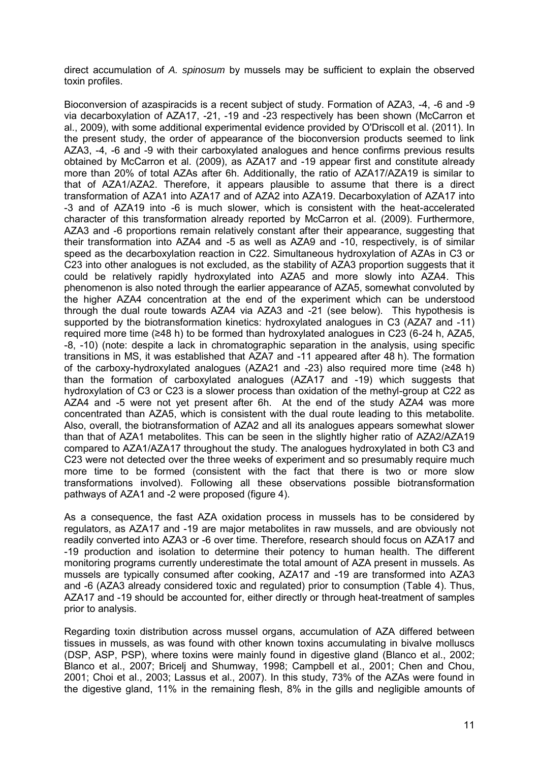direct accumulation of *A. spinosum* by mussels may be sufficient to explain the observed toxin profiles.

Bioconversion of azaspiracids is a recent subject of study. Formation of AZA3, -4, -6 and -9 via decarboxylation of AZA17, -21, -19 and -23 respectively has been shown (McCarron et al., 2009), with some additional experimental evidence provided by O'Driscoll et al. (2011). In the present study, the order of appearance of the bioconversion products seemed to link AZA3, -4, -6 and -9 with their carboxylated analogues and hence confirms previous results obtained by McCarron et al. (2009), as AZA17 and -19 appear first and constitute already more than 20% of total AZAs after 6h. Additionally, the ratio of AZA17/AZA19 is similar to that of AZA1/AZA2. Therefore, it appears plausible to assume that there is a direct transformation of AZA1 into AZA17 and of AZA2 into AZA19. Decarboxylation of AZA17 into -3 and of AZA19 into -6 is much slower, which is consistent with the heat-accelerated character of this transformation already reported by McCarron et al. (2009). Furthermore, AZA3 and -6 proportions remain relatively constant after their appearance, suggesting that their transformation into AZA4 and -5 as well as AZA9 and -10, respectively, is of similar speed as the decarboxylation reaction in C22. Simultaneous hydroxylation of AZAs in C3 or C23 into other analogues is not excluded, as the stability of AZA3 proportion suggests that it could be relatively rapidly hydroxylated into AZA5 and more slowly into AZA4. This phenomenon is also noted through the earlier appearance of AZA5, somewhat convoluted by the higher AZA4 concentration at the end of the experiment which can be understood through the dual route towards AZA4 via AZA3 and -21 (see below). This hypothesis is supported by the biotransformation kinetics: hydroxylated analogues in C3 (AZA7 and -11) required more time (≥48 h) to be formed than hydroxylated analogues in C23 (6-24 h, AZA5, -8, -10) (note: despite a lack in chromatographic separation in the analysis, using specific transitions in MS, it was established that AZA7 and -11 appeared after 48 h). The formation of the carboxy-hydroxylated analogues (AZA21 and -23) also required more time (≥48 h) than the formation of carboxylated analogues (AZA17 and -19) which suggests that hydroxylation of C3 or C23 is a slower process than oxidation of the methyl-group at C22 as AZA4 and -5 were not yet present after 6h. At the end of the study AZA4 was more concentrated than AZA5, which is consistent with the dual route leading to this metabolite. Also, overall, the biotransformation of AZA2 and all its analogues appears somewhat slower than that of AZA1 metabolites. This can be seen in the slightly higher ratio of AZA2/AZA19 compared to AZA1/AZA17 throughout the study. The analogues hydroxylated in both C3 and C23 were not detected over the three weeks of experiment and so presumably require much more time to be formed (consistent with the fact that there is two or more slow transformations involved). Following all these observations possible biotransformation pathways of AZA1 and -2 were proposed (figure 4).

As a consequence, the fast AZA oxidation process in mussels has to be considered by regulators, as AZA17 and -19 are major metabolites in raw mussels, and are obviously not readily converted into AZA3 or -6 over time. Therefore, research should focus on AZA17 and -19 production and isolation to determine their potency to human health. The different monitoring programs currently underestimate the total amount of AZA present in mussels. As mussels are typically consumed after cooking, AZA17 and -19 are transformed into AZA3 and -6 (AZA3 already considered toxic and regulated) prior to consumption (Table 4). Thus, AZA17 and -19 should be accounted for, either directly or through heat-treatment of samples prior to analysis.

Regarding toxin distribution across mussel organs, accumulation of AZA differed between tissues in mussels, as was found with other known toxins accumulating in bivalve molluscs (DSP, ASP, PSP), where toxins were mainly found in digestive gland (Blanco et al., 2002; Blanco et al., 2007; Bricelj and Shumway, 1998; Campbell et al., 2001; Chen and Chou, 2001; Choi et al., 2003; Lassus et al., 2007). In this study, 73% of the AZAs were found in the digestive gland, 11% in the remaining flesh, 8% in the gills and negligible amounts of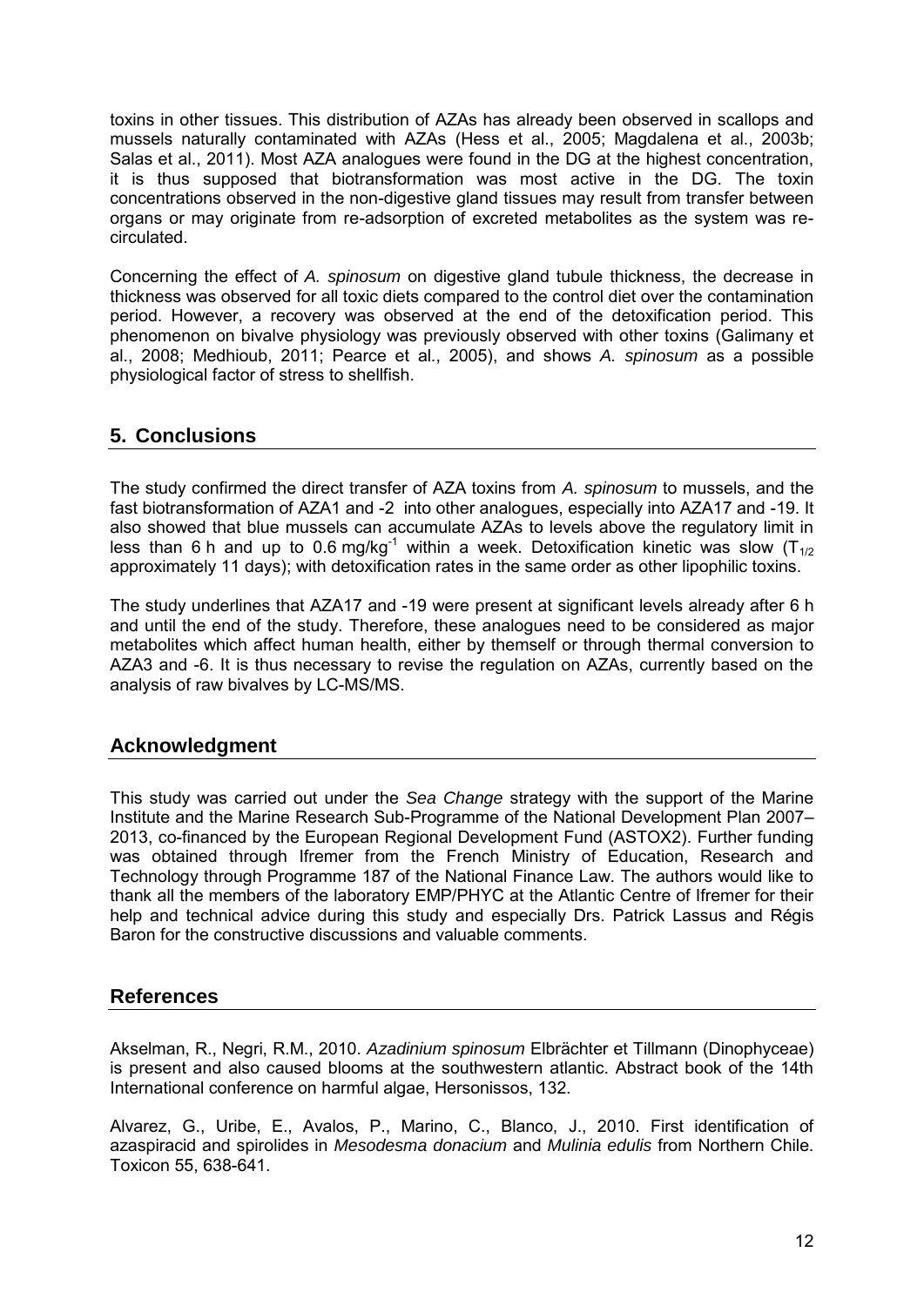toxins in other tissues. This distribution of AZAs has already been observed in scallops and mussels naturally contaminated with AZAs (Hess et al., 2005; Magdalena et al., 2003b; Salas et al., 2011). Most AZA analogues were found in the DG at the highest concentration, it is thus supposed that biotransformation was most active in the DG. The toxin concentrations observed in the non-digestive gland tissues may result from transfer between organs or may originate from re-adsorption of excreted metabolites as the system was re-circulated.

Concerning the effect of *A. spinosum* on digestive gland tubule thickness, the decrease in thickness was observed for all toxic diets compared to the control diet over the contamination period. However, a recovery was observed at the end of the detoxification period. This phenomenon on bivalve physiology was previously observed with other toxins (Galimany et al., 2008; Medhioub, 2011; Pearce et al., 2005), and shows *A. spinosum* as a possible physiological factor of stress to shellfish.

## 5. Conclusions

The study confirmed the direct transfer of AZA toxins from *A. spinosum* to mussels, and the fast biotransformation of AZA1 and -2 into other analogues, especially into AZA17 and -19. It also showed that blue mussels can accumulate AZAs to levels above the regulatory limit in less than 6 h and up to 0.6 mg/kg$^{-1}$ within a week. Detoxification kinetic was slow ($T_{1/2}$ approximately 11 days); with detoxification rates in the same order as other lipophilic toxins.

The study underlines that AZA17 and -19 were present at significant levels already after 6 h and until the end of the study. Therefore, these analogues need to be considered as major metabolites which affect human health, either by themself or through thermal conversion to AZA3 and -6. It is thus necessary to revise the regulation on AZAs, currently based on the analysis of raw bivalves by LC-MS/MS.

## Acknowledgment

This study was carried out under the *Sea Change* strategy with the support of the Marine Institute and the Marine Research Sub-Programme of the National Development Plan 2007–2013, co-financed by the European Regional Development Fund (ASTOX2). Further funding was obtained through Ifremer from the French Ministry of Education, Research and Technology through Programme 187 of the National Finance Law. The authors would like to thank all the members of the laboratory EMP/PHYC at the Atlantic Centre of Ifremer for their help and technical advice during this study and especially Drs. Patrick Lassus and Régis Baron for the constructive discussions and valuable comments.

## References

Akselman, R., Negri, R.M., 2010. *Azadinium spinosum* Elbrächter et Tillmann (Dinophyceae) is present and also caused blooms at the southwestern atlantic. Abstract book of the 14th International conference on harmful algae, Hersonissos, 132.

Alvarez, G., Uribe, E., Avalos, P., Marino, C., Blanco, J., 2010. First identification of azaspiracid and spirolides in *Mesodesma donacium* and *Mulinia edulis* from Northern Chile. Toxicon 55, 638-641.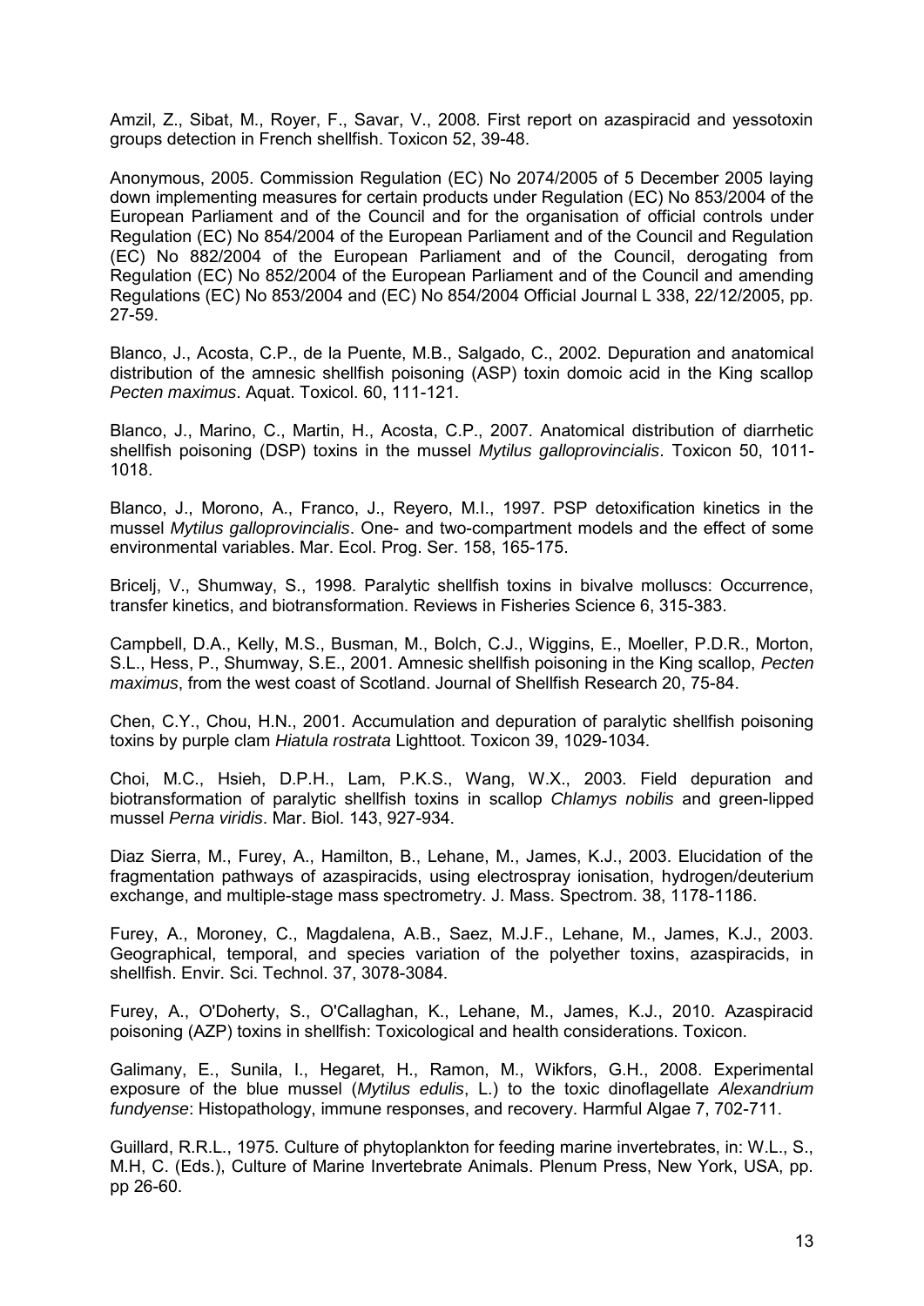Amzil, Z., Sibat, M., Royer, F., Savar, V., 2008. First report on azaspiracid and yessotoxin groups detection in French shellfish. Toxicon 52, 39-48.

Anonymous, 2005. Commission Regulation (EC) No 2074/2005 of 5 December 2005 laying down implementing measures for certain products under Regulation (EC) No 853/2004 of the European Parliament and of the Council and for the organisation of official controls under Regulation (EC) No 854/2004 of the European Parliament and of the Council and Regulation (EC) No 882/2004 of the European Parliament and of the Council, derogating from Regulation (EC) No 852/2004 of the European Parliament and of the Council and amending Regulations (EC) No 853/2004 and (EC) No 854/2004 Official Journal L 338, 22/12/2005, pp. 27-59.

Blanco, J., Acosta, C.P., de la Puente, M.B., Salgado, C., 2002. Depuration and anatomical distribution of the amnesic shellfish poisoning (ASP) toxin domoic acid in the King scallop *Pecten maximus*. Aquat. Toxicol. 60, 111-121.

Blanco, J., Marino, C., Martin, H., Acosta, C.P., 2007. Anatomical distribution of diarrhetic shellfish poisoning (DSP) toxins in the mussel *Mytilus galloprovincialis*. Toxicon 50, 1011-1018.

Blanco, J., Morono, A., Franco, J., Reyero, M.I., 1997. PSP detoxification kinetics in the mussel *Mytilus galloprovincialis*. One- and two-compartment models and the effect of some environmental variables. Mar. Ecol. Prog. Ser. 158, 165-175.

Bricelj, V., Shumway, S., 1998. Paralytic shellfish toxins in bivalve molluscs: Occurrence, transfer kinetics, and biotransformation. Reviews in Fisheries Science 6, 315-383.

Campbell, D.A., Kelly, M.S., Busman, M., Bolch, C.J., Wiggins, E., Moeller, P.D.R., Morton, S.L., Hess, P., Shumway, S.E., 2001. Amnesic shellfish poisoning in the King scallop, *Pecten maximus*, from the west coast of Scotland. Journal of Shellfish Research 20, 75-84.

Chen, C.Y., Chou, H.N., 2001. Accumulation and depuration of paralytic shellfish poisoning toxins by purple clam *Hiatula rostrata* Lighttoot. Toxicon 39, 1029-1034.

Choi, M.C., Hsieh, D.P.H., Lam, P.K.S., Wang, W.X., 2003. Field depuration and biotransformation of paralytic shellfish toxins in scallop *Chlamys nobilis* and green-lipped mussel *Perna viridis*. Mar. Biol. 143, 927-934.

Diaz Sierra, M., Furey, A., Hamilton, B., Lehane, M., James, K.J., 2003. Elucidation of the fragmentation pathways of azaspiracids, using electrospray ionisation, hydrogen/deuterium exchange, and multiple-stage mass spectrometry. J. Mass. Spectrom. 38, 1178-1186.

Furey, A., Moroney, C., Magdalena, A.B., Saez, M.J.F., Lehane, M., James, K.J., 2003. Geographical, temporal, and species variation of the polyether toxins, azaspiracids, in shellfish. Envir. Sci. Technol. 37, 3078-3084.

Furey, A., O'Doherty, S., O'Callaghan, K., Lehane, M., James, K.J., 2010. Azaspiracid poisoning (AZP) toxins in shellfish: Toxicological and health considerations. Toxicon.

Galimany, E., Sunila, I., Hegaret, H., Ramon, M., Wikfors, G.H., 2008. Experimental exposure of the blue mussel (*Mytilus edulis*, L.) to the toxic dinoflagellate *Alexandrium fundyense*: Histopathology, immune responses, and recovery. Harmful Algae 7, 702-711.

Guillard, R.R.L., 1975. Culture of phytoplankton for feeding marine invertebrates, in: W.L., S., M.H, C. (Eds.), Culture of Marine Invertebrate Animals. Plenum Press, New York, USA, pp. pp 26-60.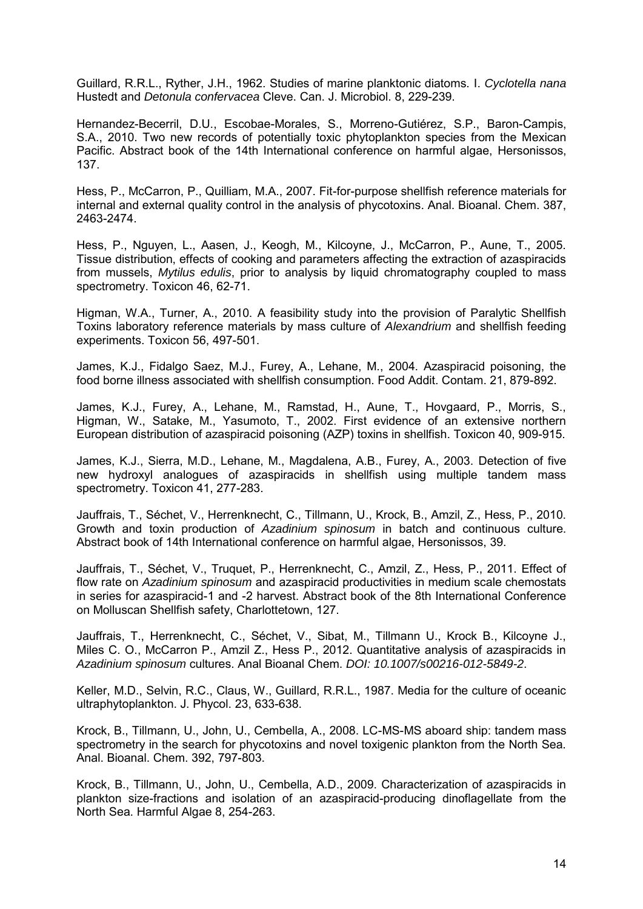Guillard, R.R.L., Ryther, J.H., 1962. Studies of marine planktonic diatoms. I. *Cyclotella nana* Hustedt and *Detonula confervacea* Cleve. Can. J. Microbiol. 8, 229-239.

Hernandez-Becerril, D.U., Escobae-Morales, S., Morreno-Gutiérez, S.P., Baron-Campis, S.A., 2010. Two new records of potentially toxic phytoplankton species from the Mexican Pacific. Abstract book of the 14th International conference on harmful algae, Hersonissos, 137.

Hess, P., McCarron, P., Quilliam, M.A., 2007. Fit-for-purpose shellfish reference materials for internal and external quality control in the analysis of phycotoxins. Anal. Bioanal. Chem. 387, 2463-2474.

Hess, P., Nguyen, L., Aasen, J., Keogh, M., Kilcoyne, J., McCarron, P., Aune, T., 2005. Tissue distribution, effects of cooking and parameters affecting the extraction of azaspiracids from mussels, *Mytilus edulis*, prior to analysis by liquid chromatography coupled to mass spectrometry. Toxicon 46, 62-71.

Higman, W.A., Turner, A., 2010. A feasibility study into the provision of Paralytic Shellfish Toxins laboratory reference materials by mass culture of *Alexandrium* and shellfish feeding experiments. Toxicon 56, 497-501.

James, K.J., Fidalgo Saez, M.J., Furey, A., Lehane, M., 2004. Azaspiracid poisoning, the food borne illness associated with shellfish consumption. Food Addit. Contam. 21, 879-892.

James, K.J., Furey, A., Lehane, M., Ramstad, H., Aune, T., Hovgaard, P., Morris, S., Higman, W., Satake, M., Yasumoto, T., 2002. First evidence of an extensive northern European distribution of azaspiracid poisoning (AZP) toxins in shellfish. Toxicon 40, 909-915.

James, K.J., Sierra, M.D., Lehane, M., Magdalena, A.B., Furey, A., 2003. Detection of five new hydroxyl analogues of azaspiracids in shellfish using multiple tandem mass spectrometry. Toxicon 41, 277-283.

Jauffrais, T., Séchet, V., Herrenknecht, C., Tillmann, U., Krock, B., Amzil, Z., Hess, P., 2010. Growth and toxin production of *Azadinium spinosum* in batch and continuous culture. Abstract book of 14th International conference on harmful algae, Hersonissos, 39.

Jauffrais, T., Séchet, V., Truquet, P., Herrenknecht, C., Amzil, Z., Hess, P., 2011. Effect of flow rate on *Azadinium spinosum* and azaspiracid productivities in medium scale chemostats in series for azaspiracid-1 and -2 harvest. Abstract book of the 8th International Conference on Molluscan Shellfish safety, Charlottetown, 127.

Jauffrais, T., Herrenknecht, C., Séchet, V., Sibat, M., Tillmann U., Krock B., Kilcoyne J., Miles C. O., McCarron P., Amzil Z., Hess P., 2012. Quantitative analysis of azaspiracids in *Azadinium spinosum* cultures. Anal Bioanal Chem. *DOI: 10.1007/s00216-012-5849-2*.

Keller, M.D., Selvin, R.C., Claus, W., Guillard, R.R.L., 1987. Media for the culture of oceanic ultraphytoplankton. J. Phycol. 23, 633-638.

Krock, B., Tillmann, U., John, U., Cembella, A., 2008. LC-MS-MS aboard ship: tandem mass spectrometry in the search for phycotoxins and novel toxigenic plankton from the North Sea. Anal. Bioanal. Chem. 392, 797-803.

Krock, B., Tillmann, U., John, U., Cembella, A.D., 2009. Characterization of azaspiracids in plankton size-fractions and isolation of an azaspiracid-producing dinoflagellate from the North Sea. Harmful Algae 8, 254-263.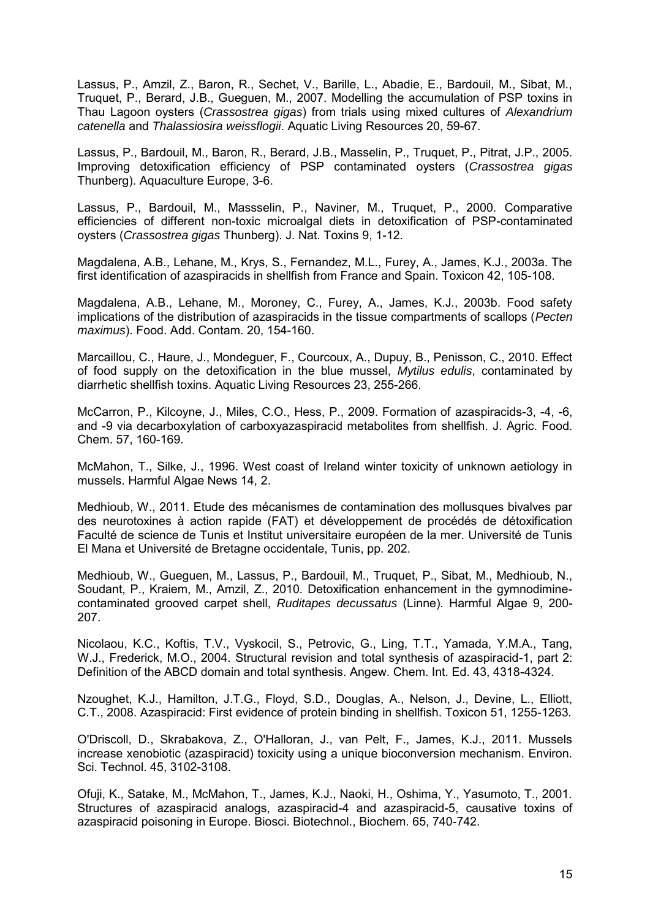Lassus, P., Amzil, Z., Baron, R., Sechet, V., Barille, L., Abadie, E., Bardouil, M., Sibat, M., Truquet, P., Berard, J.B., Gueguen, M., 2007. Modelling the accumulation of PSP toxins in Thau Lagoon oysters (*Crassostrea gigas*) from trials using mixed cultures of *Alexandrium catenella* and *Thalassiosira weissflogii*. Aquatic Living Resources 20, 59-67.

Lassus, P., Bardouil, M., Baron, R., Berard, J.B., Masselin, P., Truquet, P., Pitrat, J.P., 2005. Improving detoxification efficiency of PSP contaminated oysters (*Crassostrea gigas* Thunberg). Aquaculture Europe, 3-6.

Lassus, P., Bardouil, M., Massselin, P., Naviner, M., Truquet, P., 2000. Comparative efficiencies of different non-toxic microalgal diets in detoxification of PSP-contaminated oysters (*Crassostrea gigas* Thunberg). J. Nat. Toxins 9, 1-12.

Magdalena, A.B., Lehane, M., Krys, S., Fernandez, M.L., Furey, A., James, K.J., 2003a. The first identification of azaspiracids in shellfish from France and Spain. Toxicon 42, 105-108.

Magdalena, A.B., Lehane, M., Moroney, C., Furey, A., James, K.J., 2003b. Food safety implications of the distribution of azaspiracids in the tissue compartments of scallops (*Pecten maximus*). Food. Add. Contam. 20, 154-160.

Marcaillou, C., Haure, J., Mondeguer, F., Courcoux, A., Dupuy, B., Penisson, C., 2010. Effect of food supply on the detoxification in the blue mussel, *Mytilus edulis*, contaminated by diarrhetic shellfish toxins. Aquatic Living Resources 23, 255-266.

McCarron, P., Kilcoyne, J., Miles, C.O., Hess, P., 2009. Formation of azaspiracids-3, -4, -6, and -9 via decarboxylation of carboxyazaspiracid metabolites from shellfish. J. Agric. Food. Chem. 57, 160-169.

McMahon, T., Silke, J., 1996. West coast of Ireland winter toxicity of unknown aetiology in mussels. Harmful Algae News 14, 2.

Medhioub, W., 2011. Etude des mécanismes de contamination des mollusques bivalves par des neurotoxines à action rapide (FAT) et développement de procédés de détoxification Faculté de science de Tunis et Institut universitaire européen de la mer. Université de Tunis El Mana et Université de Bretagne occidentale, Tunis, pp. 202.

Medhioub, W., Gueguen, M., Lassus, P., Bardouil, M., Truquet, P., Sibat, M., Medhioub, N., Soudant, P., Kraiem, M., Amzil, Z., 2010. Detoxification enhancement in the gymnodimine-contaminated grooved carpet shell, *Ruditapes decussatus* (Linne). Harmful Algae 9, 200-207.

Nicolaou, K.C., Koftis, T.V., Vyskocil, S., Petrovic, G., Ling, T.T., Yamada, Y.M.A., Tang, W.J., Frederick, M.O., 2004. Structural revision and total synthesis of azaspiracid-1, part 2: Definition of the ABCD domain and total synthesis. Angew. Chem. Int. Ed. 43, 4318-4324.

Nzoughet, K.J., Hamilton, J.T.G., Floyd, S.D., Douglas, A., Nelson, J., Devine, L., Elliott, C.T., 2008. Azaspiracid: First evidence of protein binding in shellfish. Toxicon 51, 1255-1263.

O'Driscoll, D., Skrabakova, Z., O'Halloran, J., van Pelt, F., James, K.J., 2011. Mussels increase xenobiotic (azaspiracid) toxicity using a unique bioconversion mechanism. Environ. Sci. Technol. 45, 3102-3108.

Ofuji, K., Satake, M., McMahon, T., James, K.J., Naoki, H., Oshima, Y., Yasumoto, T., 2001. Structures of azaspiracid analogs, azaspiracid-4 and azaspiracid-5, causative toxins of azaspiracid poisoning in Europe. Biosci. Biotechnol., Biochem. 65, 740-742.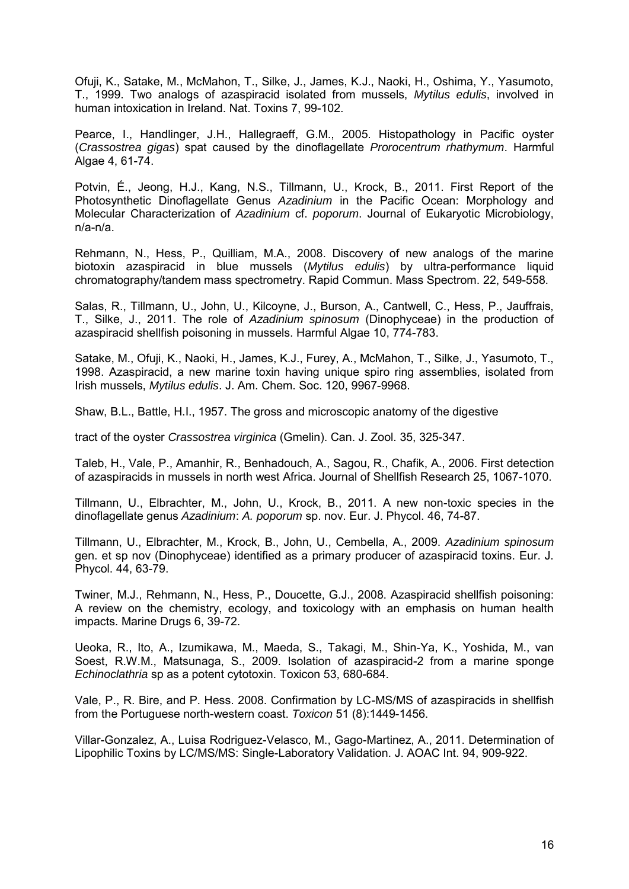Ofuji, K., Satake, M., McMahon, T., Silke, J., James, K.J., Naoki, H., Oshima, Y., Yasumoto, T., 1999. Two analogs of azaspiracid isolated from mussels, *Mytilus edulis*, involved in human intoxication in Ireland. Nat. Toxins 7, 99-102.

Pearce, I., Handlinger, J.H., Hallegraeff, G.M., 2005. Histopathology in Pacific oyster (*Crassostrea gigas*) spat caused by the dinoflagellate *Prorocentrum rhathymum*. Harmful Algae 4, 61-74.

Potvin, É., Jeong, H.J., Kang, N.S., Tillmann, U., Krock, B., 2011. First Report of the Photosynthetic Dinoflagellate Genus *Azadinium* in the Pacific Ocean: Morphology and Molecular Characterization of *Azadinium* cf. *poporum*. Journal of Eukaryotic Microbiology, n/a-n/a.

Rehmann, N., Hess, P., Quilliam, M.A., 2008. Discovery of new analogs of the marine biotoxin azaspiracid in blue mussels (*Mytilus edulis*) by ultra-performance liquid chromatography/tandem mass spectrometry. Rapid Commun. Mass Spectrom. 22, 549-558.

Salas, R., Tillmann, U., John, U., Kilcoyne, J., Burson, A., Cantwell, C., Hess, P., Jauffrais, T., Silke, J., 2011. The role of *Azadinium spinosum* (Dinophyceae) in the production of azaspiracid shellfish poisoning in mussels. Harmful Algae 10, 774-783.

Satake, M., Ofuji, K., Naoki, H., James, K.J., Furey, A., McMahon, T., Silke, J., Yasumoto, T., 1998. Azaspiracid, a new marine toxin having unique spiro ring assemblies, isolated from Irish mussels, *Mytilus edulis*. J. Am. Chem. Soc. 120, 9967-9968.

Shaw, B.L., Battle, H.I., 1957. The gross and microscopic anatomy of the digestive

tract of the oyster *Crassostrea virginica* (Gmelin). Can. J. Zool. 35, 325-347.

Taleb, H., Vale, P., Amanhir, R., Benhadouch, A., Sagou, R., Chafik, A., 2006. First detection of azaspiracids in mussels in north west Africa. Journal of Shellfish Research 25, 1067-1070.

Tillmann, U., Elbrachter, M., John, U., Krock, B., 2011. A new non-toxic species in the dinoflagellate genus *Azadinium*: *A. poporum* sp. nov. Eur. J. Phycol. 46, 74-87.

Tillmann, U., Elbrachter, M., Krock, B., John, U., Cembella, A., 2009. *Azadinium spinosum* gen. et sp nov (Dinophyceae) identified as a primary producer of azaspiracid toxins. Eur. J. Phycol. 44, 63-79.

Twiner, M.J., Rehmann, N., Hess, P., Doucette, G.J., 2008. Azaspiracid shellfish poisoning: A review on the chemistry, ecology, and toxicology with an emphasis on human health impacts. Marine Drugs 6, 39-72.

Ueoka, R., Ito, A., Izumikawa, M., Maeda, S., Takagi, M., Shin-Ya, K., Yoshida, M., van Soest, R.W.M., Matsunaga, S., 2009. Isolation of azaspiracid-2 from a marine sponge *Echinoclathria* sp as a potent cytotoxin. Toxicon 53, 680-684.

Vale, P., R. Bire, and P. Hess. 2008. Confirmation by LC-MS/MS of azaspiracids in shellfish from the Portuguese north-western coast. *Toxicon* 51 (8):1449-1456.

Villar-Gonzalez, A., Luisa Rodriguez-Velasco, M., Gago-Martinez, A., 2011. Determination of Lipophilic Toxins by LC/MS/MS: Single-Laboratory Validation. J. AOAC Int. 94, 909-922.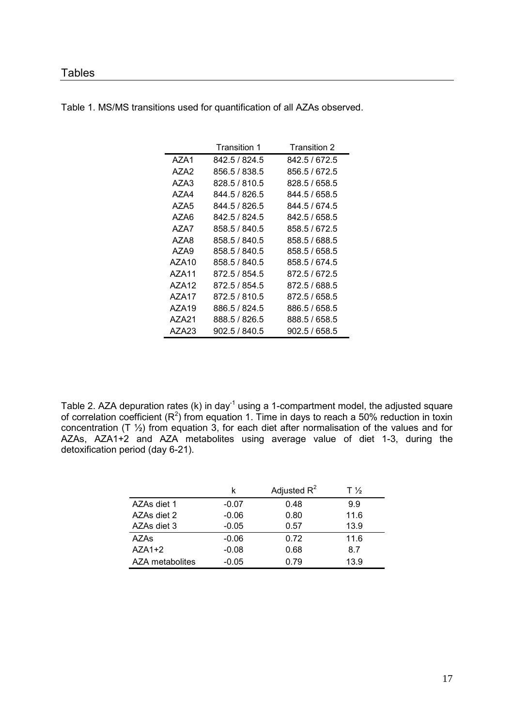## Tables

Table 1. MS/MS transitions used for quantification of all AZAs observed.

| | Transition 1 | Transition 2 |
|---|---|---|
| AZA1 | 842.5 / 824.5 | 842.5 / 672.5 |
| AZA2 | 856.5 / 838.5 | 856.5 / 672.5 |
| AZA3 | 828.5 / 810.5 | 828.5 / 658.5 |
| AZA4 | 844.5 / 826.5 | 844.5 / 658.5 |
| AZA5 | 844.5 / 826.5 | 844.5 / 674.5 |
| AZA6 | 842.5 / 824.5 | 842.5 / 658.5 |
| AZA7 | 858.5 / 840.5 | 858.5 / 672.5 |
| AZA8 | 858.5 / 840.5 | 858.5 / 688.5 |
| AZA9 | 858.5 / 840.5 | 858.5 / 658.5 |
| AZA10 | 858.5 / 840.5 | 858.5 / 674.5 |
| AZA11 | 872.5 / 854.5 | 872.5 / 672.5 |
| AZA12 | 872.5 / 854.5 | 872.5 / 688.5 |
| AZA17 | 872.5 / 810.5 | 872.5 / 658.5 |
| AZA19 | 886.5 / 824.5 | 886.5 / 658.5 |
| AZA21 | 888.5 / 826.5 | 888.5 / 658.5 |
| AZA23 | 902.5 / 840.5 | 902.5 / 658.5 |

Table 2. AZA depuration rates (k) in day$^{-1}$ using a 1-compartment model, the adjusted square of correlation coefficient ($R^2$) from equation 1. Time in days to reach a 50% reduction in toxin concentration (T ½) from equation 3, for each diet after normalisation of the values and for AZAs, AZA1+2 and AZA metabolites using average value of diet 1-3, during the detoxification period (day 6-21).

| | k | Adjusted $R^2$ | T ½ |
|---|---|---|---|
| AZAs diet 1 | -0.07 | 0.48 | 9.9 |
| AZAs diet 2 | -0.06 | 0.80 | 11.6 |
| AZAs diet 3 | -0.05 | 0.57 | 13.9 |
| AZAs | -0.06 | 0.72 | 11.6 |
| AZA1+2 | -0.08 | 0.68 | 8.7 |
| AZA metabolites | -0.05 | 0.79 | 13.9 |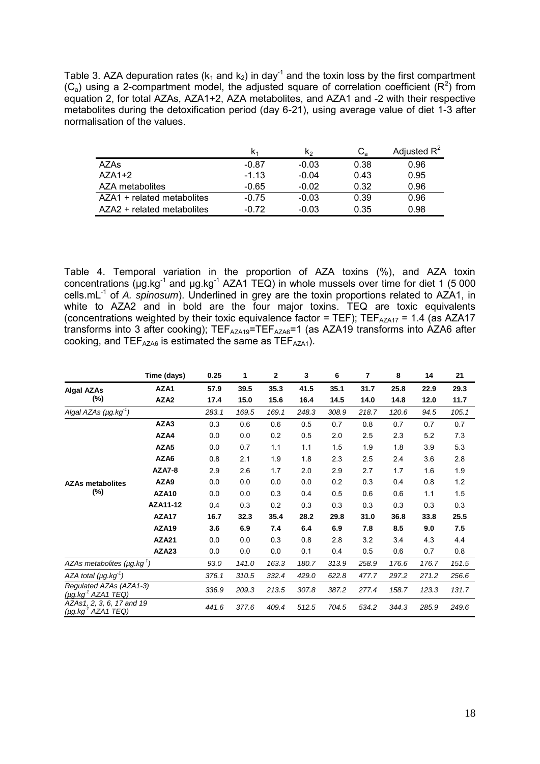Table 3. AZA depuration rates ($k_1$ and $k_2$) in day$^{-1}$ and the toxin loss by the first compartment ($C_a$) using a 2-compartment model, the adjusted square of correlation coefficient ($R^2$) from equation 2, for total AZAs, AZA1+2, AZA metabolites, and AZA1 and -2 with their respective metabolites during the detoxification period (day 6-21), using average value of diet 1-3 after normalisation of the values.

| | $k_1$ | $k_2$ | $C_a$ | Adjusted $R^2$ |
|---|---|---|---|---|
| AZAs | -0.87 | -0.03 | 0.38 | 0.96 |
| AZA1+2 | -1.13 | -0.04 | 0.43 | 0.95 |
| AZA metabolites | -0.65 | -0.02 | 0.32 | 0.96 |
| AZA1 + related metabolites | -0.75 | -0.03 | 0.39 | 0.96 |
| AZA2 + related metabolites | -0.72 | -0.03 | 0.35 | 0.98 |

Table 4. Temporal variation in the proportion of AZA toxins (%), and AZA toxin concentrations (µg.kg$^{-1}$ and µg.kg$^{-1}$ AZA1 TEQ) in whole mussels over time for diet 1 (5 000 cells.mL$^{-1}$ of *A. spinosum*). Underlined in grey are the toxin proportions related to AZA1, in white to AZA2 and in bold are the four major toxins. TEQ are toxic equivalents (concentrations weighted by their toxic equivalence factor = TEF); $TEF_{AZA17}$ = 1.4 (as AZA17 transforms into 3 after cooking); $TEF_{AZA19}$=$TEF_{AZA6}$=1 (as AZA19 transforms into AZA6 after cooking, and $TEF_{AZA6}$ is estimated the same as $TEF_{AZA1}$).

| | Time (days) | 0.25 | 1 | 2 | 3 | 6 | 7 | 8 | 14 | 21 |
|---|---|---|---|---|---|---|---|---|---|---|
| **Algal AZAs (%)** | **AZA1** | **57.9** | **39.5** | **35.3** | **41.5** | **35.1** | **31.7** | **25.8** | **22.9** | **29.3** |
| | **AZA2** | **17.4** | **15.0** | **15.6** | **16.4** | **14.5** | **14.0** | **14.8** | **12.0** | **11.7** |
| *Algal AZAs (µg.kg$^{-1}$)* | | *283.1* | *169.5* | *169.1* | *248.3* | *308.9* | *218.7* | *120.6* | *94.5* | *105.1* |
| **AZAs metabolites (%)** | **AZA3** | 0.3 | 0.6 | 0.6 | 0.5 | 0.7 | 0.8 | 0.7 | 0.7 | 0.7 |
| | **AZA4** | 0.0 | 0.0 | 0.2 | 0.5 | 2.0 | 2.5 | 2.3 | 5.2 | 7.3 |
| | **AZA5** | 0.0 | 0.7 | 1.1 | 1.1 | 1.5 | 1.9 | 1.8 | 3.9 | 5.3 |
| | **AZA6** | 0.8 | 2.1 | 1.9 | 1.8 | 2.3 | 2.5 | 2.4 | 3.6 | 2.8 |
| | **AZA7-8** | 2.9 | 2.6 | 1.7 | 2.0 | 2.9 | 2.7 | 1.7 | 1.6 | 1.9 |
| | **AZA9** | 0.0 | 0.0 | 0.0 | 0.0 | 0.2 | 0.3 | 0.4 | 0.8 | 1.2 |
| | **AZA10** | 0.0 | 0.0 | 0.3 | 0.4 | 0.5 | 0.6 | 0.6 | 1.1 | 1.5 |
| | **AZA11-12** | 0.4 | 0.3 | 0.2 | 0.3 | 0.3 | 0.3 | 0.3 | 0.3 | 0.3 |
| | **AZA17** | **16.7** | **32.3** | **35.4** | **28.2** | **29.8** | **31.0** | **36.8** | **33.8** | **25.5** |
| | **AZA19** | **3.6** | **6.9** | **7.4** | **6.4** | **6.9** | **7.8** | **8.5** | **9.0** | **7.5** |
| | **AZA21** | 0.0 | 0.0 | 0.3 | 0.8 | 2.8 | 3.2 | 3.4 | 4.3 | 4.4 |
| | **AZA23** | 0.0 | 0.0 | 0.0 | 0.1 | 0.4 | 0.5 | 0.6 | 0.7 | 0.8 |
| *AZAs metabolites (µg.kg$^{-1}$)* | | *93.0* | *141.0* | *163.3* | *180.7* | *313.9* | *258.9* | *176.6* | *176.7* | *151.5* |
| *AZA total (µg.kg$^{-1}$)* | | *376.1* | *310.5* | *332.4* | *429.0* | *622.8* | *477.7* | *297.2* | *271.2* | *256.6* |
| *Regulated AZAs (AZA1-3) (µg.kg$^{-1}$ AZA1 TEQ)* | | *336.9* | *209.3* | *213.5* | *307.8* | *387.2* | *277.4* | *158.7* | *123.3* | *131.7* |
| *AZAs1, 2, 3, 6, 17 and 19 (µg.kg$^{-1}$ AZA1 TEQ)* | | *441.6* | *377.6* | *409.4* | *512.5* | *704.5* | *534.2* | *344.3* | *285.9* | *249.6* |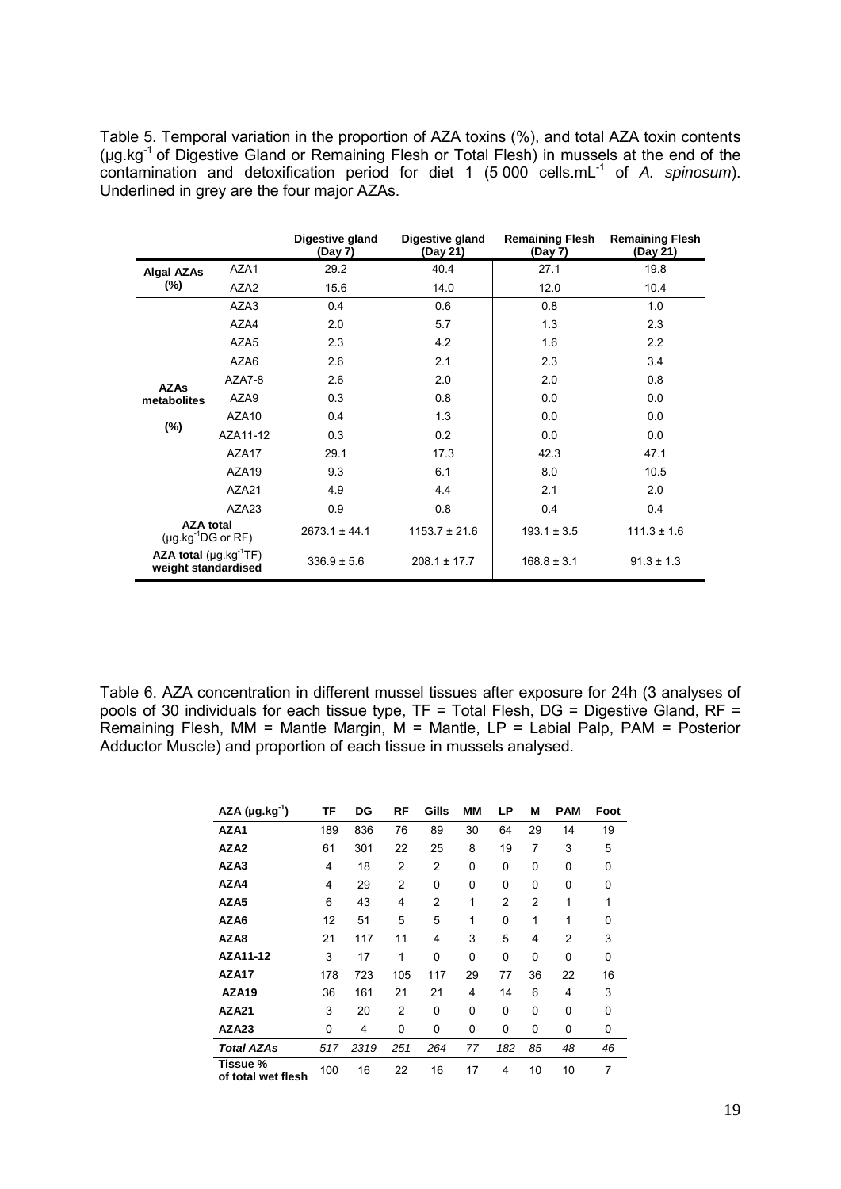Table 5. Temporal variation in the proportion of AZA toxins (%), and total AZA toxin contents (µg.kg$^{-1}$ of Digestive Gland or Remaining Flesh or Total Flesh) in mussels at the end of the contamination and detoxification period for diet 1 (5 000 cells.mL$^{-1}$ of *A. spinosum*). Underlined in grey are the four major AZAs.

| | | Digestive gland (Day 7) | Digestive gland (Day 21) | Remaining Flesh (Day 7) | Remaining Flesh (Day 21) |
|---|---|---|---|---|---|
| **Algal AZAs (%)** | AZA1 | 29.2 | 40.4 | 27.1 | 19.8 |
| | AZA2 | 15.6 | 14.0 | 12.0 | 10.4 |
| **AZAs metabolites (%)** | AZA3 | 0.4 | 0.6 | 0.8 | 1.0 |
| | AZA4 | 2.0 | 5.7 | 1.3 | 2.3 |
| | AZA5 | 2.3 | 4.2 | 1.6 | 2.2 |
| | AZA6 | 2.6 | 2.1 | 2.3 | 3.4 |
| | AZA7-8 | 2.6 | 2.0 | 2.0 | 0.8 |
| | AZA9 | 0.3 | 0.8 | 0.0 | 0.0 |
| | AZA10 | 0.4 | 1.3 | 0.0 | 0.0 |
| | AZA11-12 | 0.3 | 0.2 | 0.0 | 0.0 |
| | AZA17 | 29.1 | 17.3 | 42.3 | 47.1 |
| | AZA19 | 9.3 | 6.1 | 8.0 | 10.5 |
| | AZA21 | 4.9 | 4.4 | 2.1 | 2.0 |
| | AZA23 | 0.9 | 0.8 | 0.4 | 0.4 |
| **AZA total** (µg.kg$^{-1}$DG or RF) | | 2673.1 ± 44.1 | 1153.7 ± 21.6 | 193.1 ± 3.5 | 111.3 ± 1.6 |
| **AZA total** (µg.kg$^{-1}$TF) **weight standardised** | | 336.9 ± 5.6 | 208.1 ± 17.7 | 168.8 ± 3.1 | 91.3 ± 1.3 |

Table 6. AZA concentration in different mussel tissues after exposure for 24h (3 analyses of pools of 30 individuals for each tissue type, TF = Total Flesh, DG = Digestive Gland, RF = Remaining Flesh, MM = Mantle Margin, M = Mantle, LP = Labial Palp, PAM = Posterior Adductor Muscle) and proportion of each tissue in mussels analysed.

| AZA (µg.kg$^{-1}$) | TF | DG | RF | Gills | MM | LP | M | PAM | Foot |
|---|---|---|---|---|---|---|---|---|---|
| **AZA1** | 189 | 836 | 76 | 89 | 30 | 64 | 29 | 14 | 19 |
| **AZA2** | 61 | 301 | 22 | 25 | 8 | 19 | 7 | 3 | 5 |
| **AZA3** | 4 | 18 | 2 | 2 | 0 | 0 | 0 | 0 | 0 |
| **AZA4** | 4 | 29 | 2 | 0 | 0 | 0 | 0 | 0 | 0 |
| **AZA5** | 6 | 43 | 4 | 2 | 1 | 2 | 2 | 1 | 1 |
| **AZA6** | 12 | 51 | 5 | 5 | 1 | 0 | 1 | 1 | 0 |
| **AZA8** | 21 | 117 | 11 | 4 | 3 | 5 | 4 | 2 | 3 |
| **AZA11-12** | 3 | 17 | 1 | 0 | 0 | 0 | 0 | 0 | 0 |
| **AZA17** | 178 | 723 | 105 | 117 | 29 | 77 | 36 | 22 | 16 |
| **AZA19** | 36 | 161 | 21 | 21 | 4 | 14 | 6 | 4 | 3 |
| **AZA21** | 3 | 20 | 2 | 0 | 0 | 0 | 0 | 0 | 0 |
| **AZA23** | 0 | 4 | 0 | 0 | 0 | 0 | 0 | 0 | 0 |
| ***Total AZAs*** | *517* | *2319* | *251* | *264* | *77* | *182* | *85* | *48* | *46* |
| **Tissue % of total wet flesh** | 100 | 16 | 22 | 16 | 17 | 4 | 10 | 10 | 7 |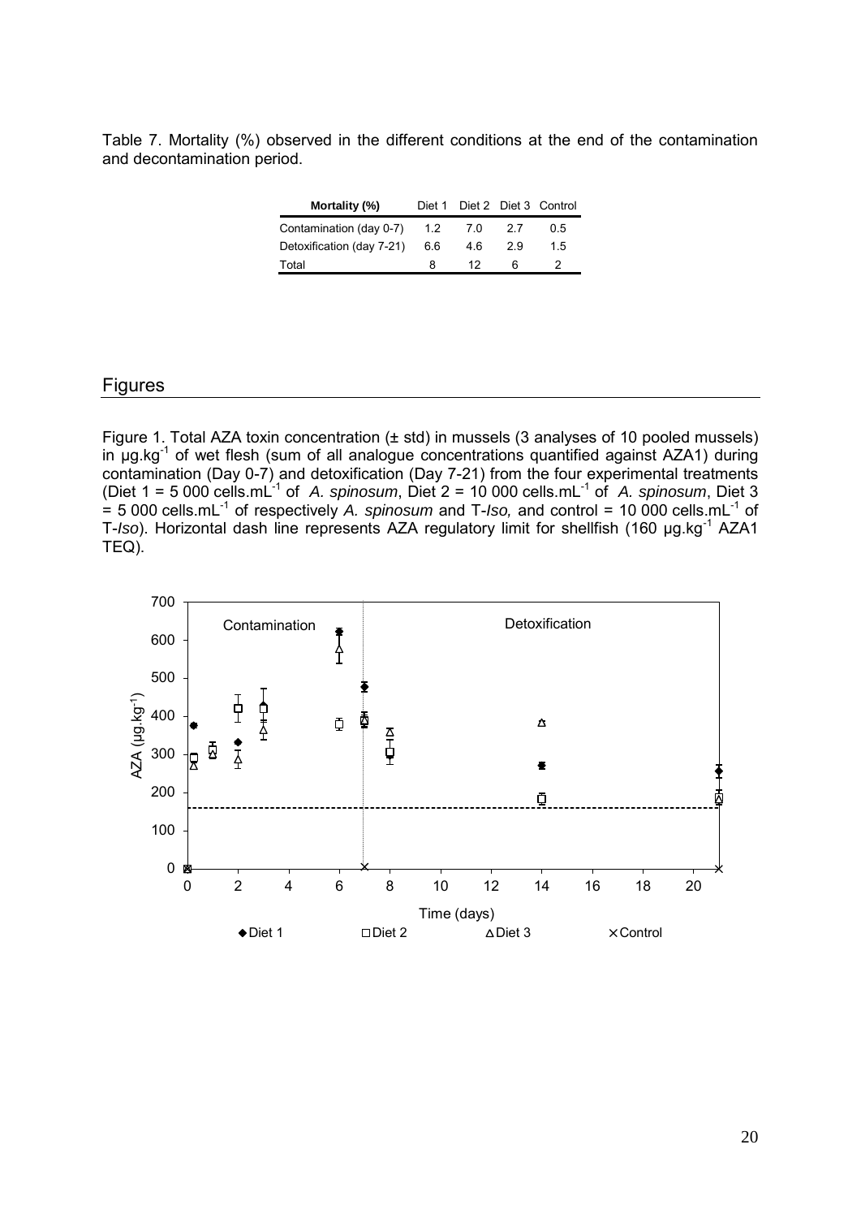Table 7. Mortality (%) observed in the different conditions at the end of the contamination and decontamination period.

| Mortality (%) | Diet 1 | Diet 2 | Diet 3 | Control |
|---|---|---|---|---|
| Contamination (day 0-7) | 1.2 | 7.0 | 2.7 | 0.5 |
| Detoxification (day 7-21) | 6.6 | 4.6 | 2.9 | 1.5 |
| Total | 8 | 12 | 6 | 2 |

## Figures

Figure 1. Total AZA toxin concentration (± std) in mussels (3 analyses of 10 pooled mussels) in µg.kg$^{-1}$ of wet flesh (sum of all analogue concentrations quantified against AZA1) during contamination (Day 0-7) and detoxification (Day 7-21) from the four experimental treatments (Diet 1 = 5 000 cells.mL$^{-1}$ of *A. spinosum*, Diet 2 = 10 000 cells.mL$^{-1}$ of *A. spinosum*, Diet 3 = 5 000 cells.mL$^{-1}$ of respectively *A. spinosum* and T-*Iso,* and control = 10 000 cells.mL$^{-1}$ of T-*Iso*). Horizontal dash line represents AZA regulatory limit for shellfish (160 µg.kg$^{-1}$ AZA1 TEQ).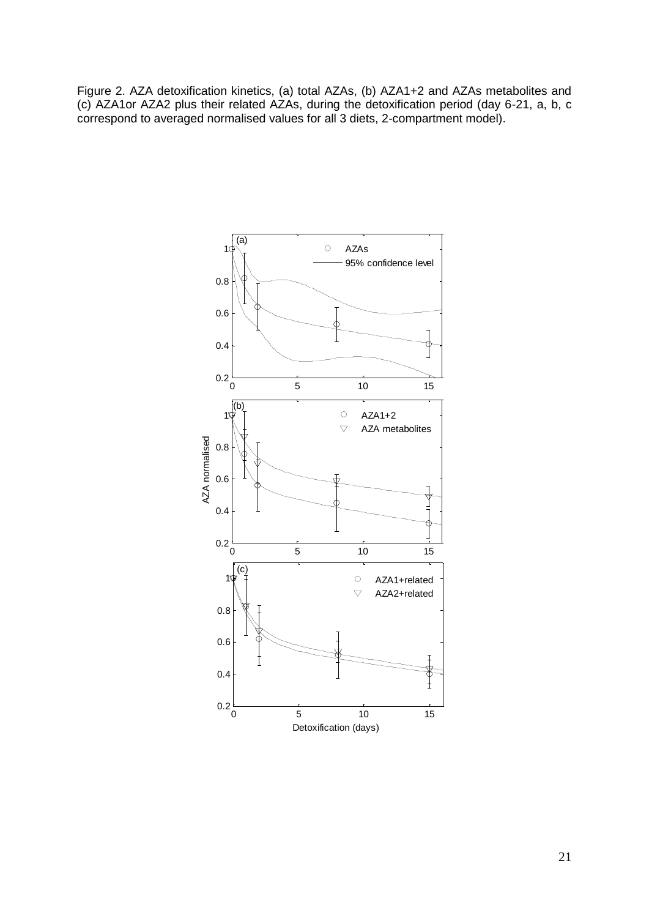Figure 2. AZA detoxification kinetics, (a) total AZAs, (b) AZA1+2 and AZAs metabolites and (c) AZA1or AZA2 plus their related AZAs, during the detoxification period (day 6-21, a, b, c correspond to averaged normalised values for all 3 diets, 2-compartment model).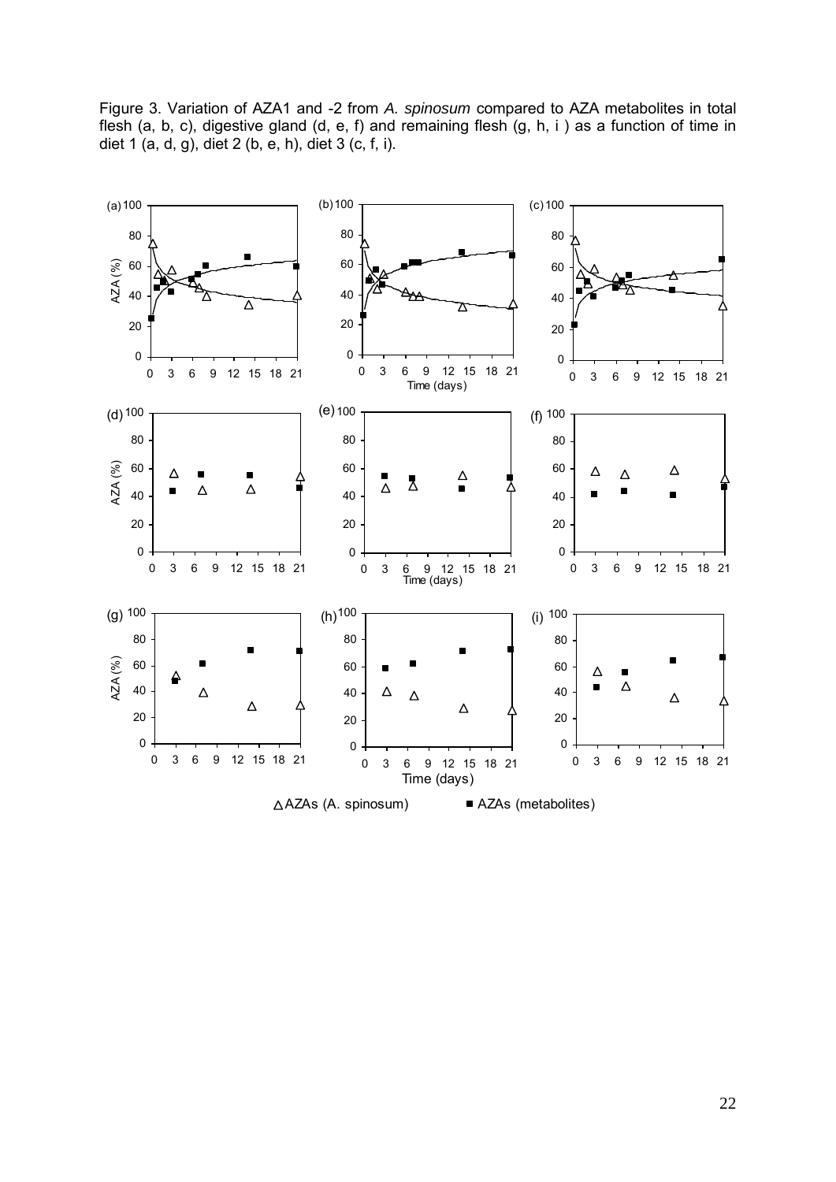Figure 3. Variation of AZA1 and -2 from *A. spinosum* compared to AZA metabolites in total flesh (a, b, c), digestive gland (d, e, f) and remaining flesh (g, h, i ) as a function of time in diet 1 (a, d, g), diet 2 (b, e, h), diet 3 (c, f, i).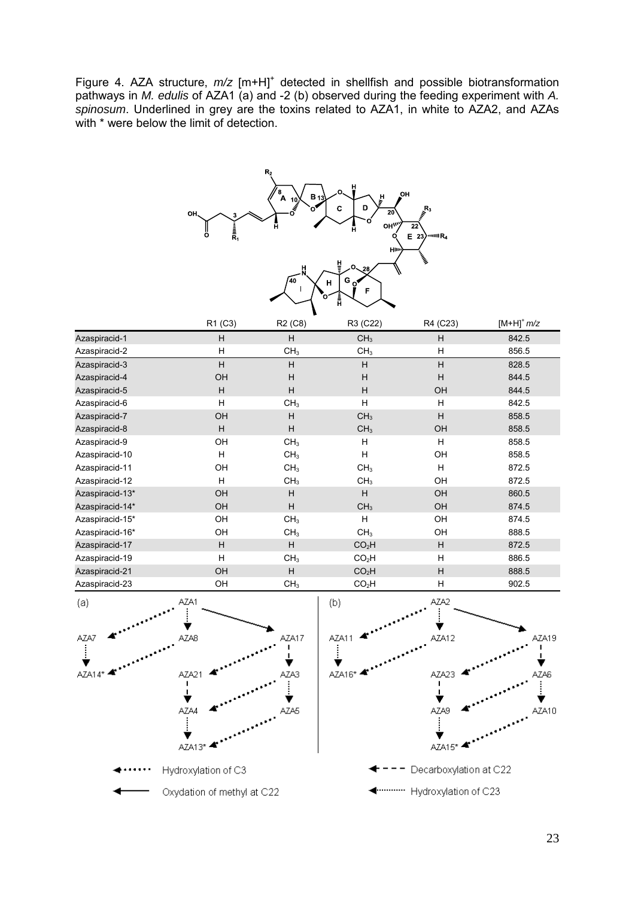Figure 4. AZA structure, *m/z* $[m+H]^+$ detected in shellfish and possible biotransformation pathways in *M. edulis* of AZA1 (a) and -2 (b) observed during the feeding experiment with *A. spinosum*. Underlined in grey are the toxins related to AZA1, in white to AZA2, and AZAs with * were below the limit of detection.

| | R1 (C3) | R2 (C8) | R3 (C22) | R4 (C23) | $[M+H]^+$ *m/z* |
|---|---|---|---|---|---|
| Azaspiracid-1 | H | H | $CH_3$ | H | 842.5 |
| Azaspiracid-2 | H | $CH_3$ | $CH_3$ | H | 856.5 |
| Azaspiracid-3 | H | H | H | H | 828.5 |
| Azaspiracid-4 | OH | H | H | H | 844.5 |
| Azaspiracid-5 | H | H | H | OH | 844.5 |
| Azaspiracid-6 | H | $CH_3$ | H | H | 842.5 |
| Azaspiracid-7 | OH | H | $CH_3$ | H | 858.5 |
| Azaspiracid-8 | H | H | $CH_3$ | OH | 858.5 |
| Azaspiracid-9 | OH | $CH_3$ | H | H | 858.5 |
| Azaspiracid-10 | H | $CH_3$ | H | OH | 858.5 |
| Azaspiracid-11 | OH | $CH_3$ | $CH_3$ | H | 872.5 |
| Azaspiracid-12 | H | $CH_3$ | $CH_3$ | OH | 872.5 |
| Azaspiracid-13* | OH | H | H | OH | 860.5 |
| Azaspiracid-14* | OH | H | $CH_3$ | OH | 874.5 |
| Azaspiracid-15* | OH | $CH_3$ | H | OH | 874.5 |
| Azaspiracid-16* | OH | $CH_3$ | $CH_3$ | OH | 888.5 |
| Azaspiracid-17 | H | H | $CO_2H$ | H | 872.5 |
| Azaspiracid-19 | H | $CH_3$ | $CO_2H$ | H | 886.5 |
| Azaspiracid-21 | OH | H | $CO_2H$ | H | 888.5 |
| Azaspiracid-23 | OH | $CH_3$ | $CO_2H$ | H | 902.5 |

(a) AZA1 → AZA7, AZA8, AZA17; AZA7 → AZA14*; AZA8 → AZA14*; AZA17 → AZA21, AZA3; AZA21 → AZA4; AZA3 → AZA4, AZA5; AZA4 → AZA13*; AZA5 → AZA13*

(b) AZA2 → AZA11, AZA12, AZA19; AZA11 → AZA16*; AZA12 → AZA16*; AZA19 → AZA23, AZA6; AZA23 → AZA9; AZA6 → AZA9, AZA10; AZA9 → AZA15*; AZA10 → AZA15*

Hydroxylation of C3 — Oxydation of methyl at C22 — Decarboxylation at C22 — Hydroxylation of C23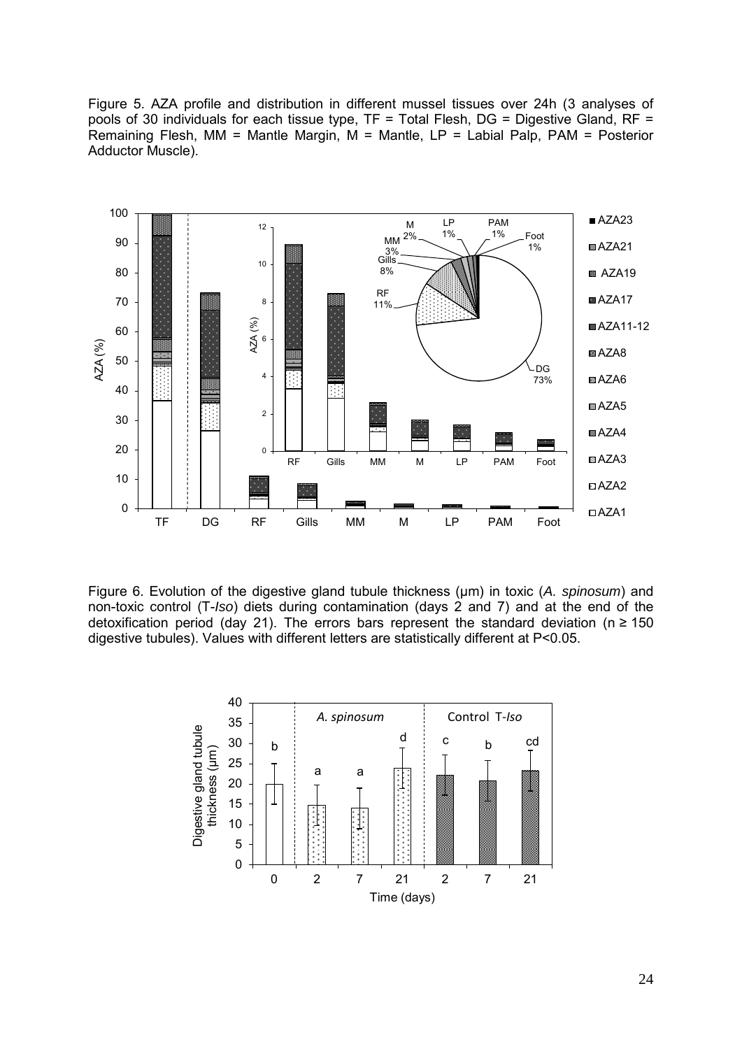Figure 5. AZA profile and distribution in different mussel tissues over 24h (3 analyses of pools of 30 individuals for each tissue type, TF = Total Flesh, DG = Digestive Gland, RF = Remaining Flesh, MM = Mantle Margin, M = Mantle, LP = Labial Palp, PAM = Posterior Adductor Muscle).

AZA (%)

100
90
80
70
60
50
40
30
20
10
0

TF DG RF Gills MM M LP PAM Foot

AZA (%)

12
10
8
6
4
2
0

RF Gills MM M LP PAM Foot

M 2%
LP 1%
PAM 1%
Foot 1%
MM 3%
Gills 8%
RF 11%
DG 73%

AZA23
AZA21
AZA19
AZA17
AZA11-12
AZA8
AZA6
AZA5
AZA4
AZA3
AZA2
AZA1

Figure 6. Evolution of the digestive gland tubule thickness (µm) in toxic (*A. spinosum*) and non-toxic control (T-*Iso*) diets during contamination (days 2 and 7) and at the end of the detoxification period (day 21). The errors bars represent the standard deviation (n ≥ 150 digestive tubules). Values with different letters are statistically different at P<0.05.

Digestive gland tubule thickness (µm)

40
35
30
25
20
15
10
5
0

*A. spinosum*

Control T-*Iso*

b
a
a
d
c
b
cd

0 2 7 21 2 7 21

Time (days)